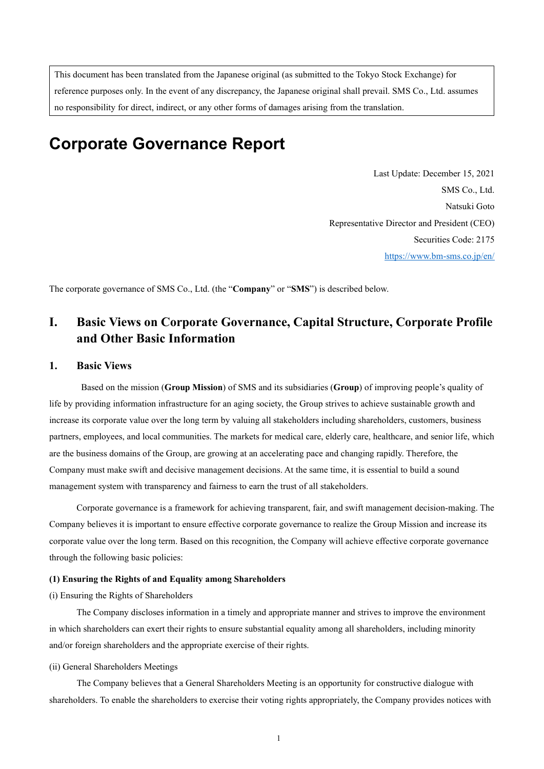This document has been translated from the Japanese original (as submitted to the Tokyo Stock Exchange) for reference purposes only. In the event of any discrepancy, the Japanese original shall prevail. SMS Co., Ltd. assumes no responsibility for direct, indirect, or any other forms of damages arising from the translation.

# Corporate Governance Report

Last Update: December 15, 2021
SMS Co., Ltd.
Natsuki Goto
Representative Director and President (CEO)
Securities Code: 2175
https://www.bm-sms.co.jp/en/

The corporate governance of SMS Co., Ltd. (the "**Company**" or "**SMS**") is described below.

## I. Basic Views on Corporate Governance, Capital Structure, Corporate Profile and Other Basic Information

### 1. Basic Views

Based on the mission (**Group Mission**) of SMS and its subsidiaries (**Group**) of improving people's quality of life by providing information infrastructure for an aging society, the Group strives to achieve sustainable growth and increase its corporate value over the long term by valuing all stakeholders including shareholders, customers, business partners, employees, and local communities. The markets for medical care, elderly care, healthcare, and senior life, which are the business domains of the Group, are growing at an accelerating pace and changing rapidly. Therefore, the Company must make swift and decisive management decisions. At the same time, it is essential to build a sound management system with transparency and fairness to earn the trust of all stakeholders.

Corporate governance is a framework for achieving transparent, fair, and swift management decision-making. The Company believes it is important to ensure effective corporate governance to realize the Group Mission and increase its corporate value over the long term. Based on this recognition, the Company will achieve effective corporate governance through the following basic policies:

**(1) Ensuring the Rights of and Equality among Shareholders**

(i) Ensuring the Rights of Shareholders

The Company discloses information in a timely and appropriate manner and strives to improve the environment in which shareholders can exert their rights to ensure substantial equality among all shareholders, including minority and/or foreign shareholders and the appropriate exercise of their rights.

(ii) General Shareholders Meetings

The Company believes that a General Shareholders Meeting is an opportunity for constructive dialogue with shareholders. To enable the shareholders to exercise their voting rights appropriately, the Company provides notices with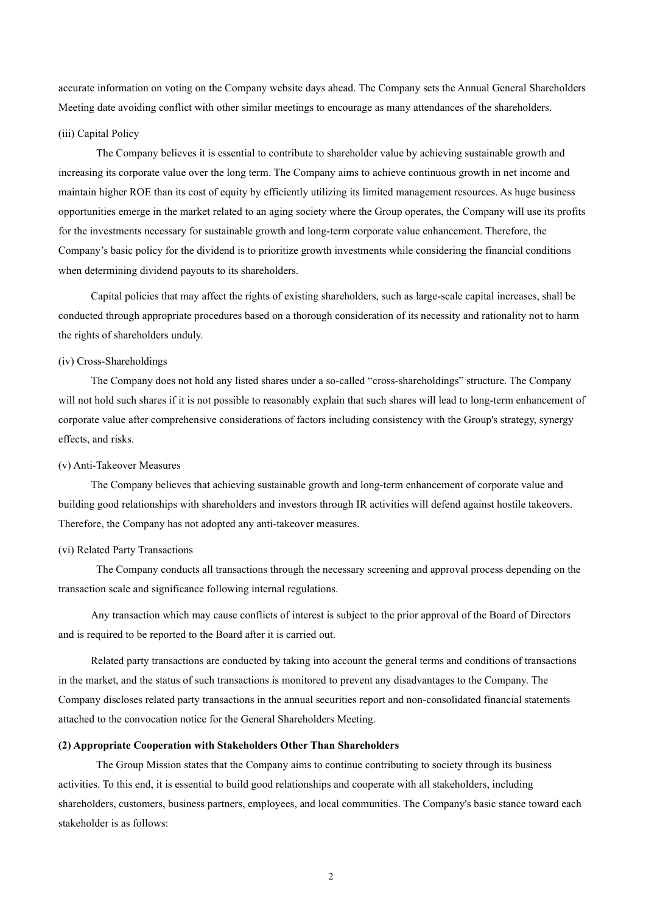accurate information on voting on the Company website days ahead. The Company sets the Annual General Shareholders Meeting date avoiding conflict with other similar meetings to encourage as many attendances of the shareholders.

(iii) Capital Policy

The Company believes it is essential to contribute to shareholder value by achieving sustainable growth and increasing its corporate value over the long term. The Company aims to achieve continuous growth in net income and maintain higher ROE than its cost of equity by efficiently utilizing its limited management resources. As huge business opportunities emerge in the market related to an aging society where the Group operates, the Company will use its profits for the investments necessary for sustainable growth and long-term corporate value enhancement. Therefore, the Company's basic policy for the dividend is to prioritize growth investments while considering the financial conditions when determining dividend payouts to its shareholders.

Capital policies that may affect the rights of existing shareholders, such as large-scale capital increases, shall be conducted through appropriate procedures based on a thorough consideration of its necessity and rationality not to harm the rights of shareholders unduly.

(iv) Cross-Shareholdings

The Company does not hold any listed shares under a so-called "cross-shareholdings" structure. The Company will not hold such shares if it is not possible to reasonably explain that such shares will lead to long-term enhancement of corporate value after comprehensive considerations of factors including consistency with the Group's strategy, synergy effects, and risks.

(v) Anti-Takeover Measures

The Company believes that achieving sustainable growth and long-term enhancement of corporate value and building good relationships with shareholders and investors through IR activities will defend against hostile takeovers. Therefore, the Company has not adopted any anti-takeover measures.

(vi) Related Party Transactions

The Company conducts all transactions through the necessary screening and approval process depending on the transaction scale and significance following internal regulations.

Any transaction which may cause conflicts of interest is subject to the prior approval of the Board of Directors and is required to be reported to the Board after it is carried out.

Related party transactions are conducted by taking into account the general terms and conditions of transactions in the market, and the status of such transactions is monitored to prevent any disadvantages to the Company. The Company discloses related party transactions in the annual securities report and non-consolidated financial statements attached to the convocation notice for the General Shareholders Meeting.

**(2) Appropriate Cooperation with Stakeholders Other Than Shareholders**

The Group Mission states that the Company aims to continue contributing to society through its business activities. To this end, it is essential to build good relationships and cooperate with all stakeholders, including shareholders, customers, business partners, employees, and local communities. The Company's basic stance toward each stakeholder is as follows: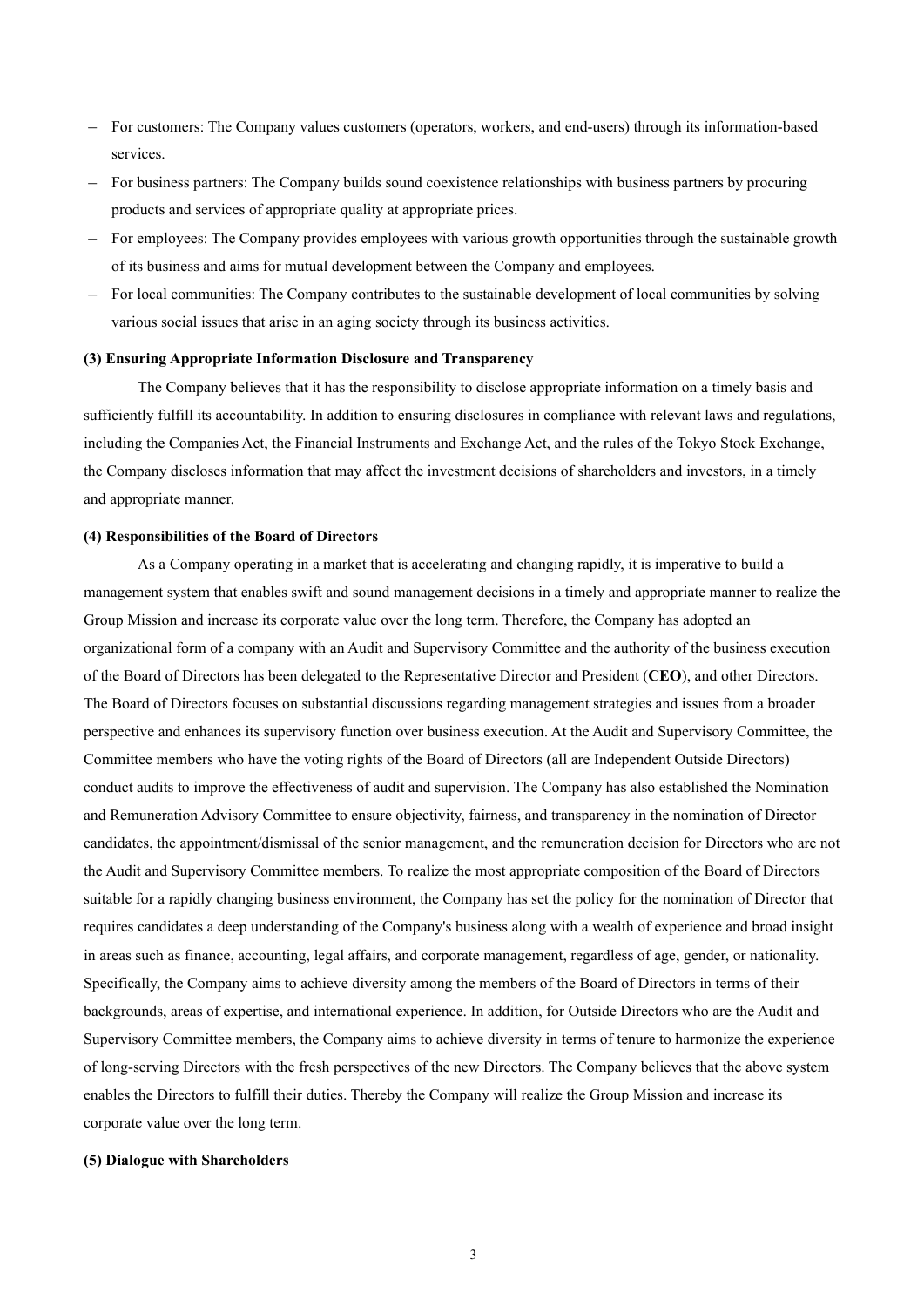- For customers: The Company values customers (operators, workers, and end-users) through its information-based services.
- For business partners: The Company builds sound coexistence relationships with business partners by procuring products and services of appropriate quality at appropriate prices.
- For employees: The Company provides employees with various growth opportunities through the sustainable growth of its business and aims for mutual development between the Company and employees.
- For local communities: The Company contributes to the sustainable development of local communities by solving various social issues that arise in an aging society through its business activities.

**(3) Ensuring Appropriate Information Disclosure and Transparency**

The Company believes that it has the responsibility to disclose appropriate information on a timely basis and sufficiently fulfill its accountability. In addition to ensuring disclosures in compliance with relevant laws and regulations, including the Companies Act, the Financial Instruments and Exchange Act, and the rules of the Tokyo Stock Exchange, the Company discloses information that may affect the investment decisions of shareholders and investors, in a timely and appropriate manner.

**(4) Responsibilities of the Board of Directors**

As a Company operating in a market that is accelerating and changing rapidly, it is imperative to build a management system that enables swift and sound management decisions in a timely and appropriate manner to realize the Group Mission and increase its corporate value over the long term. Therefore, the Company has adopted an organizational form of a company with an Audit and Supervisory Committee and the authority of the business execution of the Board of Directors has been delegated to the Representative Director and President (**CEO**), and other Directors. The Board of Directors focuses on substantial discussions regarding management strategies and issues from a broader perspective and enhances its supervisory function over business execution. At the Audit and Supervisory Committee, the Committee members who have the voting rights of the Board of Directors (all are Independent Outside Directors) conduct audits to improve the effectiveness of audit and supervision. The Company has also established the Nomination and Remuneration Advisory Committee to ensure objectivity, fairness, and transparency in the nomination of Director candidates, the appointment/dismissal of the senior management, and the remuneration decision for Directors who are not the Audit and Supervisory Committee members. To realize the most appropriate composition of the Board of Directors suitable for a rapidly changing business environment, the Company has set the policy for the nomination of Director that requires candidates a deep understanding of the Company's business along with a wealth of experience and broad insight in areas such as finance, accounting, legal affairs, and corporate management, regardless of age, gender, or nationality. Specifically, the Company aims to achieve diversity among the members of the Board of Directors in terms of their backgrounds, areas of expertise, and international experience. In addition, for Outside Directors who are the Audit and Supervisory Committee members, the Company aims to achieve diversity in terms of tenure to harmonize the experience of long-serving Directors with the fresh perspectives of the new Directors. The Company believes that the above system enables the Directors to fulfill their duties. Thereby the Company will realize the Group Mission and increase its corporate value over the long term.

**(5) Dialogue with Shareholders**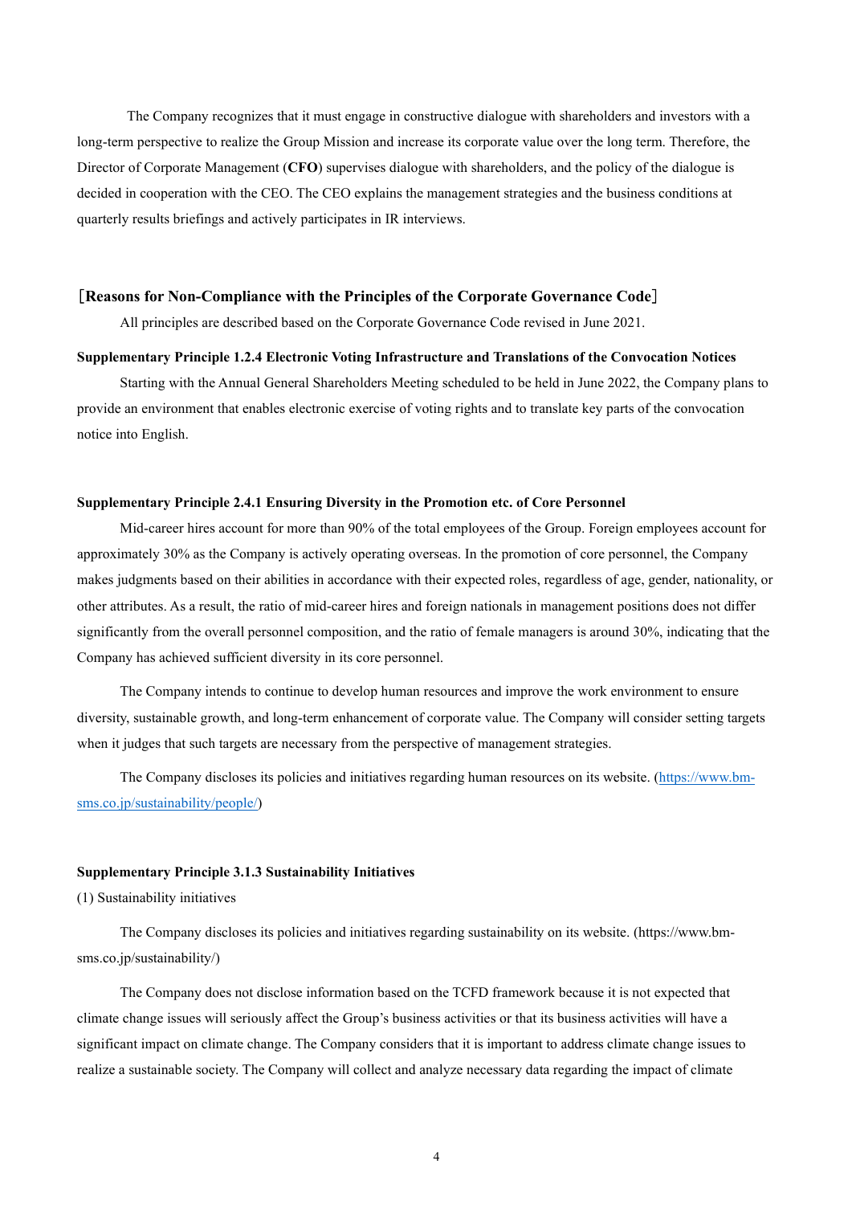The Company recognizes that it must engage in constructive dialogue with shareholders and investors with a long-term perspective to realize the Group Mission and increase its corporate value over the long term. Therefore, the Director of Corporate Management (**CFO**) supervises dialogue with shareholders, and the policy of the dialogue is decided in cooperation with the CEO. The CEO explains the management strategies and the business conditions at quarterly results briefings and actively participates in IR interviews.

## ［Reasons for Non-Compliance with the Principles of the Corporate Governance Code］

All principles are described based on the Corporate Governance Code revised in June 2021.

**Supplementary Principle 1.2.4 Electronic Voting Infrastructure and Translations of the Convocation Notices**

Starting with the Annual General Shareholders Meeting scheduled to be held in June 2022, the Company plans to provide an environment that enables electronic exercise of voting rights and to translate key parts of the convocation notice into English.

**Supplementary Principle 2.4.1 Ensuring Diversity in the Promotion etc. of Core Personnel**

Mid-career hires account for more than 90% of the total employees of the Group. Foreign employees account for approximately 30% as the Company is actively operating overseas. In the promotion of core personnel, the Company makes judgments based on their abilities in accordance with their expected roles, regardless of age, gender, nationality, or other attributes. As a result, the ratio of mid-career hires and foreign nationals in management positions does not differ significantly from the overall personnel composition, and the ratio of female managers is around 30%, indicating that the Company has achieved sufficient diversity in its core personnel.

The Company intends to continue to develop human resources and improve the work environment to ensure diversity, sustainable growth, and long-term enhancement of corporate value. The Company will consider setting targets when it judges that such targets are necessary from the perspective of management strategies.

The Company discloses its policies and initiatives regarding human resources on its website. (https://www.bm-sms.co.jp/sustainability/people/)

**Supplementary Principle 3.1.3 Sustainability Initiatives**

(1) Sustainability initiatives

The Company discloses its policies and initiatives regarding sustainability on its website. (https://www.bm-sms.co.jp/sustainability/)

The Company does not disclose information based on the TCFD framework because it is not expected that climate change issues will seriously affect the Group's business activities or that its business activities will have a significant impact on climate change. The Company considers that it is important to address climate change issues to realize a sustainable society. The Company will collect and analyze necessary data regarding the impact of climate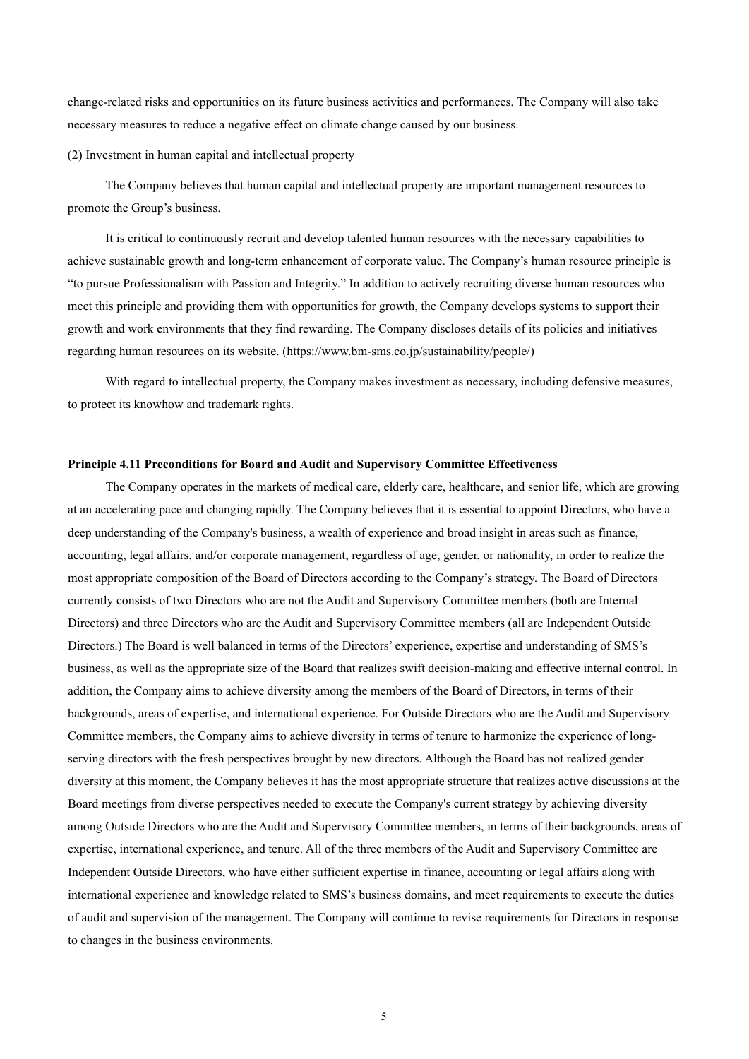change-related risks and opportunities on its future business activities and performances. The Company will also take necessary measures to reduce a negative effect on climate change caused by our business.

(2) Investment in human capital and intellectual property

The Company believes that human capital and intellectual property are important management resources to promote the Group's business.

It is critical to continuously recruit and develop talented human resources with the necessary capabilities to achieve sustainable growth and long-term enhancement of corporate value. The Company's human resource principle is "to pursue Professionalism with Passion and Integrity." In addition to actively recruiting diverse human resources who meet this principle and providing them with opportunities for growth, the Company develops systems to support their growth and work environments that they find rewarding. The Company discloses details of its policies and initiatives regarding human resources on its website. (https://www.bm-sms.co.jp/sustainability/people/)

With regard to intellectual property, the Company makes investment as necessary, including defensive measures, to protect its knowhow and trademark rights.

**Principle 4.11 Preconditions for Board and Audit and Supervisory Committee Effectiveness**

The Company operates in the markets of medical care, elderly care, healthcare, and senior life, which are growing at an accelerating pace and changing rapidly. The Company believes that it is essential to appoint Directors, who have a deep understanding of the Company's business, a wealth of experience and broad insight in areas such as finance, accounting, legal affairs, and/or corporate management, regardless of age, gender, or nationality, in order to realize the most appropriate composition of the Board of Directors according to the Company's strategy. The Board of Directors currently consists of two Directors who are not the Audit and Supervisory Committee members (both are Internal Directors) and three Directors who are the Audit and Supervisory Committee members (all are Independent Outside Directors.) The Board is well balanced in terms of the Directors' experience, expertise and understanding of SMS's business, as well as the appropriate size of the Board that realizes swift decision-making and effective internal control. In addition, the Company aims to achieve diversity among the members of the Board of Directors, in terms of their backgrounds, areas of expertise, and international experience. For Outside Directors who are the Audit and Supervisory Committee members, the Company aims to achieve diversity in terms of tenure to harmonize the experience of long-serving directors with the fresh perspectives brought by new directors. Although the Board has not realized gender diversity at this moment, the Company believes it has the most appropriate structure that realizes active discussions at the Board meetings from diverse perspectives needed to execute the Company's current strategy by achieving diversity among Outside Directors who are the Audit and Supervisory Committee members, in terms of their backgrounds, areas of expertise, international experience, and tenure. All of the three members of the Audit and Supervisory Committee are Independent Outside Directors, who have either sufficient expertise in finance, accounting or legal affairs along with international experience and knowledge related to SMS's business domains, and meet requirements to execute the duties of audit and supervision of the management. The Company will continue to revise requirements for Directors in response to changes in the business environments.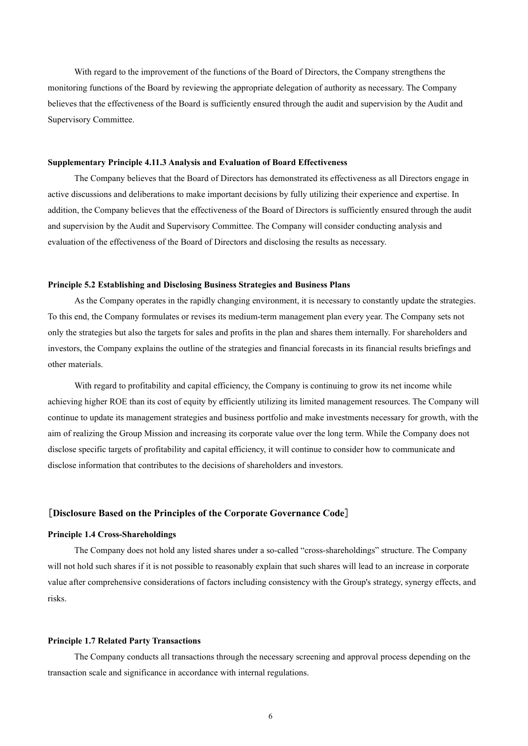With regard to the improvement of the functions of the Board of Directors, the Company strengthens the monitoring functions of the Board by reviewing the appropriate delegation of authority as necessary. The Company believes that the effectiveness of the Board is sufficiently ensured through the audit and supervision by the Audit and Supervisory Committee.

#### Supplementary Principle 4.11.3 Analysis and Evaluation of Board Effectiveness

The Company believes that the Board of Directors has demonstrated its effectiveness as all Directors engage in active discussions and deliberations to make important decisions by fully utilizing their experience and expertise. In addition, the Company believes that the effectiveness of the Board of Directors is sufficiently ensured through the audit and supervision by the Audit and Supervisory Committee. The Company will consider conducting analysis and evaluation of the effectiveness of the Board of Directors and disclosing the results as necessary.

#### Principle 5.2 Establishing and Disclosing Business Strategies and Business Plans

As the Company operates in the rapidly changing environment, it is necessary to constantly update the strategies. To this end, the Company formulates or revises its medium-term management plan every year. The Company sets not only the strategies but also the targets for sales and profits in the plan and shares them internally. For shareholders and investors, the Company explains the outline of the strategies and financial forecasts in its financial results briefings and other materials.

With regard to profitability and capital efficiency, the Company is continuing to grow its net income while achieving higher ROE than its cost of equity by efficiently utilizing its limited management resources. The Company will continue to update its management strategies and business portfolio and make investments necessary for growth, with the aim of realizing the Group Mission and increasing its corporate value over the long term. While the Company does not disclose specific targets of profitability and capital efficiency, it will continue to consider how to communicate and disclose information that contributes to the decisions of shareholders and investors.

### ［Disclosure Based on the Principles of the Corporate Governance Code］

#### Principle 1.4 Cross-Shareholdings

The Company does not hold any listed shares under a so-called “cross-shareholdings” structure. The Company will not hold such shares if it is not possible to reasonably explain that such shares will lead to an increase in corporate value after comprehensive considerations of factors including consistency with the Group's strategy, synergy effects, and risks.

#### Principle 1.7 Related Party Transactions

The Company conducts all transactions through the necessary screening and approval process depending on the transaction scale and significance in accordance with internal regulations.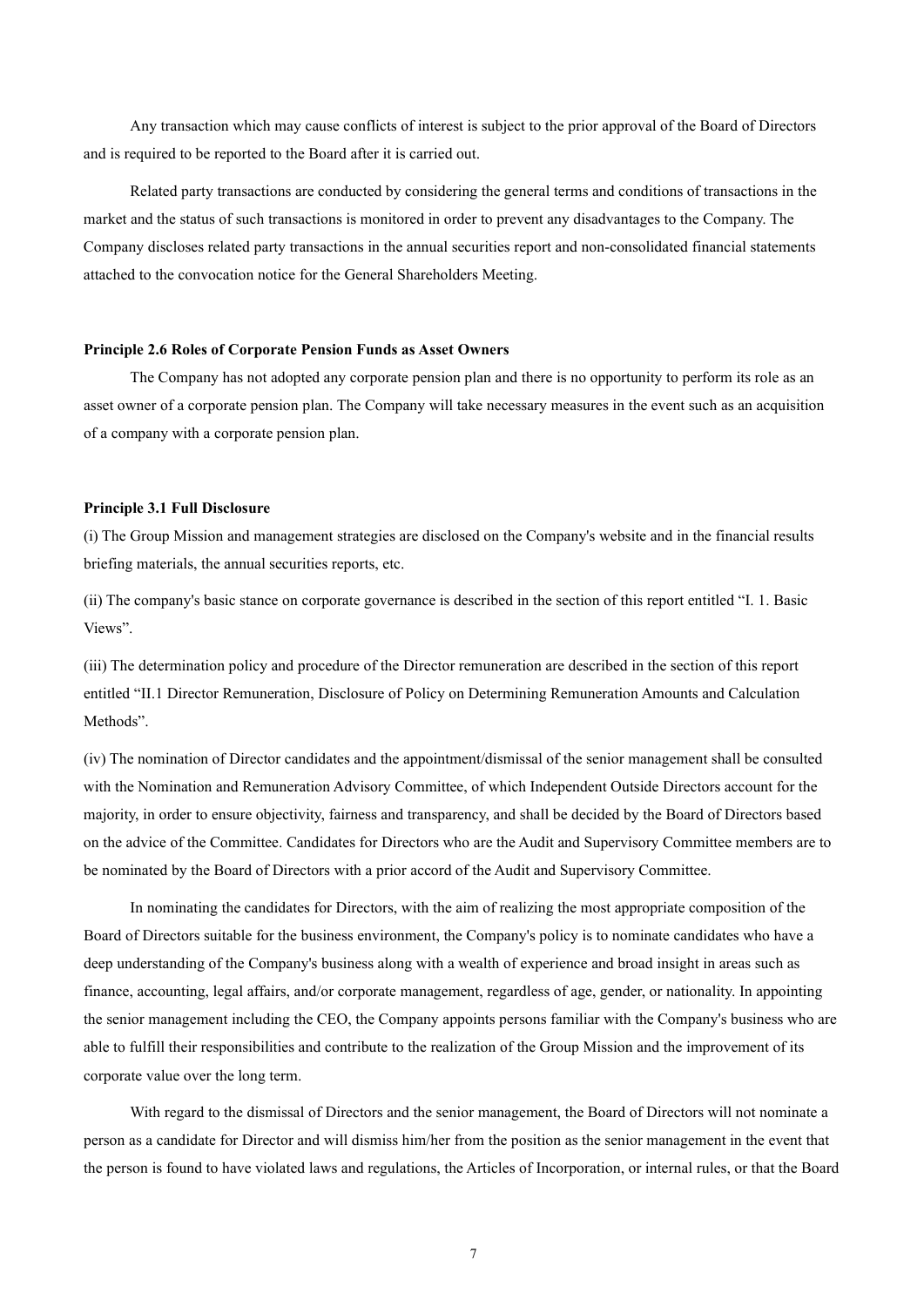Any transaction which may cause conflicts of interest is subject to the prior approval of the Board of Directors and is required to be reported to the Board after it is carried out.

Related party transactions are conducted by considering the general terms and conditions of transactions in the market and the status of such transactions is monitored in order to prevent any disadvantages to the Company. The Company discloses related party transactions in the annual securities report and non-consolidated financial statements attached to the convocation notice for the General Shareholders Meeting.

**Principle 2.6 Roles of Corporate Pension Funds as Asset Owners**

The Company has not adopted any corporate pension plan and there is no opportunity to perform its role as an asset owner of a corporate pension plan. The Company will take necessary measures in the event such as an acquisition of a company with a corporate pension plan.

**Principle 3.1 Full Disclosure**

(i) The Group Mission and management strategies are disclosed on the Company's website and in the financial results briefing materials, the annual securities reports, etc.

(ii) The company's basic stance on corporate governance is described in the section of this report entitled "I. 1. Basic Views".

(iii) The determination policy and procedure of the Director remuneration are described in the section of this report entitled "II.1 Director Remuneration, Disclosure of Policy on Determining Remuneration Amounts and Calculation Methods".

(iv) The nomination of Director candidates and the appointment/dismissal of the senior management shall be consulted with the Nomination and Remuneration Advisory Committee, of which Independent Outside Directors account for the majority, in order to ensure objectivity, fairness and transparency, and shall be decided by the Board of Directors based on the advice of the Committee. Candidates for Directors who are the Audit and Supervisory Committee members are to be nominated by the Board of Directors with a prior accord of the Audit and Supervisory Committee.

In nominating the candidates for Directors, with the aim of realizing the most appropriate composition of the Board of Directors suitable for the business environment, the Company's policy is to nominate candidates who have a deep understanding of the Company's business along with a wealth of experience and broad insight in areas such as finance, accounting, legal affairs, and/or corporate management, regardless of age, gender, or nationality. In appointing the senior management including the CEO, the Company appoints persons familiar with the Company's business who are able to fulfill their responsibilities and contribute to the realization of the Group Mission and the improvement of its corporate value over the long term.

With regard to the dismissal of Directors and the senior management, the Board of Directors will not nominate a person as a candidate for Director and will dismiss him/her from the position as the senior management in the event that the person is found to have violated laws and regulations, the Articles of Incorporation, or internal rules, or that the Board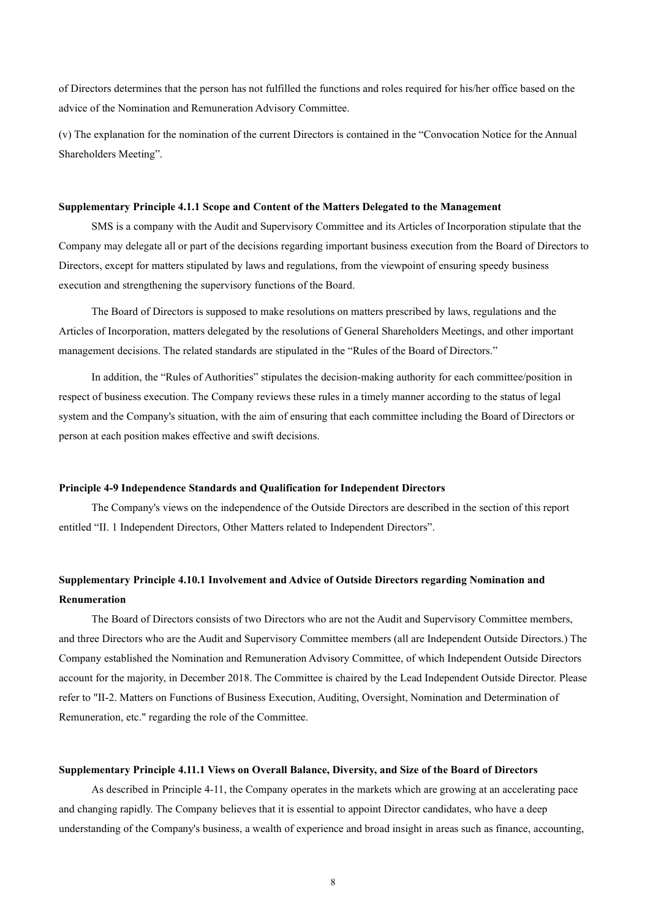of Directors determines that the person has not fulfilled the functions and roles required for his/her office based on the advice of the Nomination and Remuneration Advisory Committee.

(v) The explanation for the nomination of the current Directors is contained in the "Convocation Notice for the Annual Shareholders Meeting".

**Supplementary Principle 4.1.1 Scope and Content of the Matters Delegated to the Management**

SMS is a company with the Audit and Supervisory Committee and its Articles of Incorporation stipulate that the Company may delegate all or part of the decisions regarding important business execution from the Board of Directors to Directors, except for matters stipulated by laws and regulations, from the viewpoint of ensuring speedy business execution and strengthening the supervisory functions of the Board.

The Board of Directors is supposed to make resolutions on matters prescribed by laws, regulations and the Articles of Incorporation, matters delegated by the resolutions of General Shareholders Meetings, and other important management decisions. The related standards are stipulated in the "Rules of the Board of Directors."

In addition, the "Rules of Authorities" stipulates the decision-making authority for each committee/position in respect of business execution. The Company reviews these rules in a timely manner according to the status of legal system and the Company's situation, with the aim of ensuring that each committee including the Board of Directors or person at each position makes effective and swift decisions.

**Principle 4-9 Independence Standards and Qualification for Independent Directors**

The Company's views on the independence of the Outside Directors are described in the section of this report entitled "II. 1 Independent Directors, Other Matters related to Independent Directors".

**Supplementary Principle 4.10.1 Involvement and Advice of Outside Directors regarding Nomination and Renumeration**

The Board of Directors consists of two Directors who are not the Audit and Supervisory Committee members, and three Directors who are the Audit and Supervisory Committee members (all are Independent Outside Directors.) The Company established the Nomination and Remuneration Advisory Committee, of which Independent Outside Directors account for the majority, in December 2018. The Committee is chaired by the Lead Independent Outside Director. Please refer to "II-2. Matters on Functions of Business Execution, Auditing, Oversight, Nomination and Determination of Remuneration, etc." regarding the role of the Committee.

**Supplementary Principle 4.11.1 Views on Overall Balance, Diversity, and Size of the Board of Directors**

As described in Principle 4-11, the Company operates in the markets which are growing at an accelerating pace and changing rapidly. The Company believes that it is essential to appoint Director candidates, who have a deep understanding of the Company's business, a wealth of experience and broad insight in areas such as finance, accounting,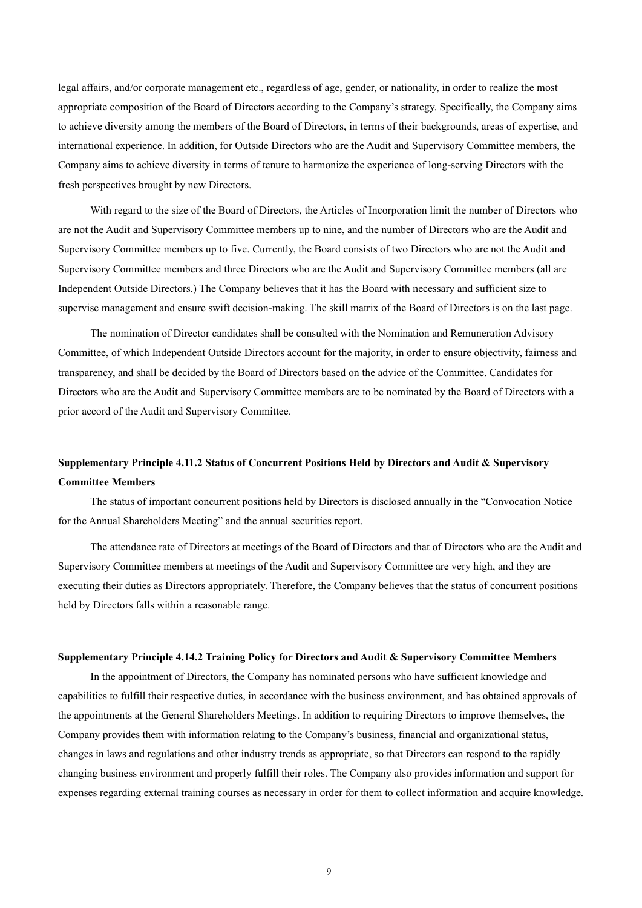legal affairs, and/or corporate management etc., regardless of age, gender, or nationality, in order to realize the most appropriate composition of the Board of Directors according to the Company's strategy. Specifically, the Company aims to achieve diversity among the members of the Board of Directors, in terms of their backgrounds, areas of expertise, and international experience. In addition, for Outside Directors who are the Audit and Supervisory Committee members, the Company aims to achieve diversity in terms of tenure to harmonize the experience of long-serving Directors with the fresh perspectives brought by new Directors.

With regard to the size of the Board of Directors, the Articles of Incorporation limit the number of Directors who are not the Audit and Supervisory Committee members up to nine, and the number of Directors who are the Audit and Supervisory Committee members up to five. Currently, the Board consists of two Directors who are not the Audit and Supervisory Committee members and three Directors who are the Audit and Supervisory Committee members (all are Independent Outside Directors.) The Company believes that it has the Board with necessary and sufficient size to supervise management and ensure swift decision-making. The skill matrix of the Board of Directors is on the last page.

The nomination of Director candidates shall be consulted with the Nomination and Remuneration Advisory Committee, of which Independent Outside Directors account for the majority, in order to ensure objectivity, fairness and transparency, and shall be decided by the Board of Directors based on the advice of the Committee. Candidates for Directors who are the Audit and Supervisory Committee members are to be nominated by the Board of Directors with a prior accord of the Audit and Supervisory Committee.

**Supplementary Principle 4.11.2 Status of Concurrent Positions Held by Directors and Audit & Supervisory Committee Members**

The status of important concurrent positions held by Directors is disclosed annually in the "Convocation Notice for the Annual Shareholders Meeting" and the annual securities report.

The attendance rate of Directors at meetings of the Board of Directors and that of Directors who are the Audit and Supervisory Committee members at meetings of the Audit and Supervisory Committee are very high, and they are executing their duties as Directors appropriately. Therefore, the Company believes that the status of concurrent positions held by Directors falls within a reasonable range.

**Supplementary Principle 4.14.2 Training Policy for Directors and Audit & Supervisory Committee Members**

In the appointment of Directors, the Company has nominated persons who have sufficient knowledge and capabilities to fulfill their respective duties, in accordance with the business environment, and has obtained approvals of the appointments at the General Shareholders Meetings. In addition to requiring Directors to improve themselves, the Company provides them with information relating to the Company's business, financial and organizational status, changes in laws and regulations and other industry trends as appropriate, so that Directors can respond to the rapidly changing business environment and properly fulfill their roles. The Company also provides information and support for expenses regarding external training courses as necessary in order for them to collect information and acquire knowledge.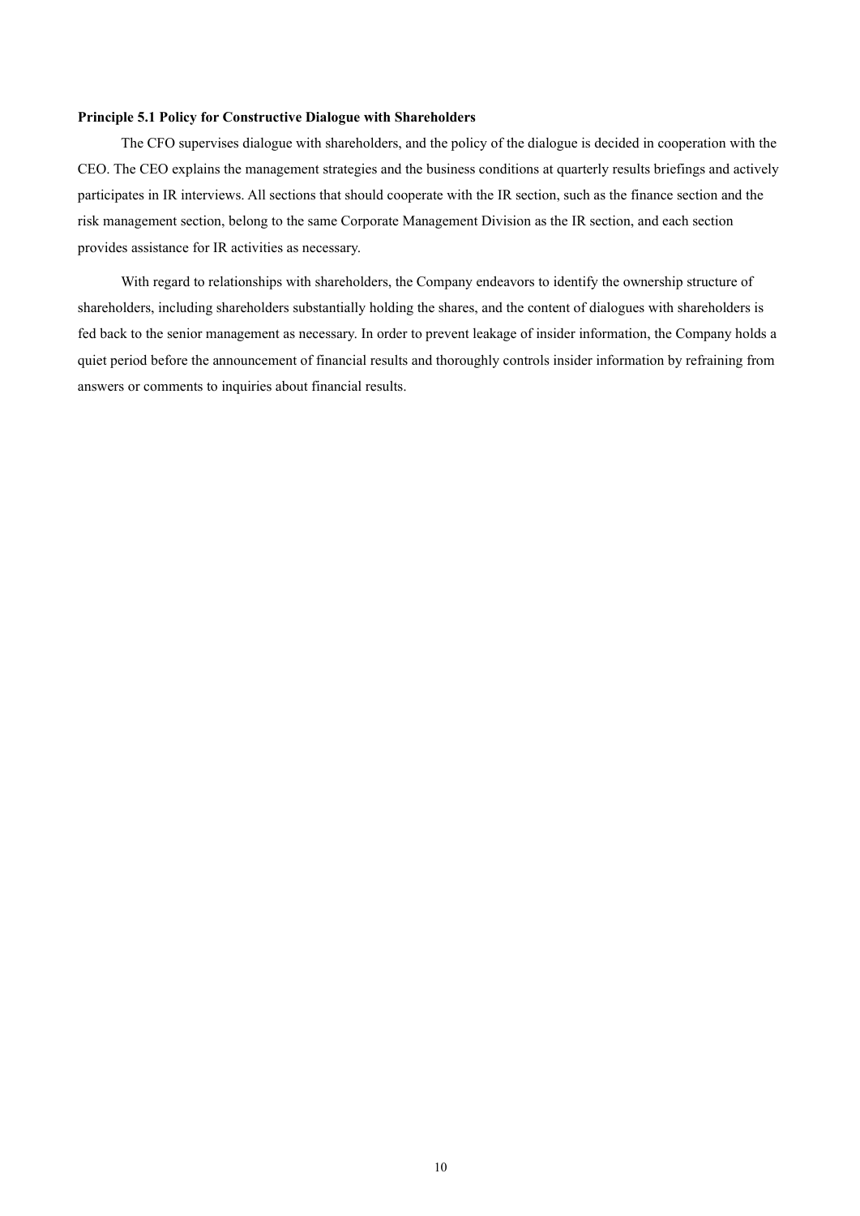**Principle 5.1 Policy for Constructive Dialogue with Shareholders**

The CFO supervises dialogue with shareholders, and the policy of the dialogue is decided in cooperation with the CEO. The CEO explains the management strategies and the business conditions at quarterly results briefings and actively participates in IR interviews. All sections that should cooperate with the IR section, such as the finance section and the risk management section, belong to the same Corporate Management Division as the IR section, and each section provides assistance for IR activities as necessary.

With regard to relationships with shareholders, the Company endeavors to identify the ownership structure of shareholders, including shareholders substantially holding the shares, and the content of dialogues with shareholders is fed back to the senior management as necessary. In order to prevent leakage of insider information, the Company holds a quiet period before the announcement of financial results and thoroughly controls insider information by refraining from answers or comments to inquiries about financial results.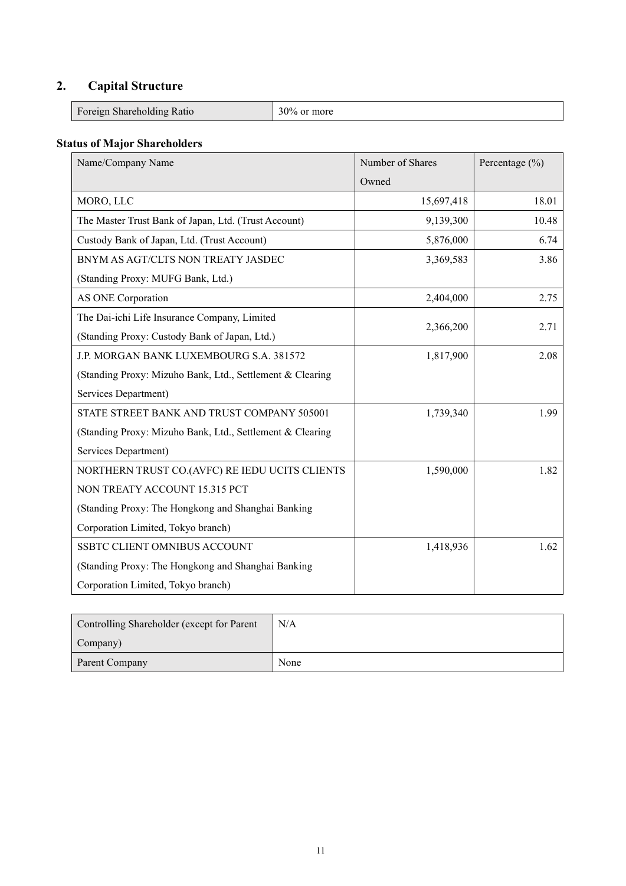## 2. Capital Structure

| Foreign Shareholding Ratio | 30% or more |
|---|---|

### Status of Major Shareholders

| Name/Company Name | Number of Shares Owned | Percentage (%) |
|---|---|---|
| MORO, LLC | 15,697,418 | 18.01 |
| The Master Trust Bank of Japan, Ltd. (Trust Account) | 9,139,300 | 10.48 |
| Custody Bank of Japan, Ltd. (Trust Account) | 5,876,000 | 6.74 |
| BNYM AS AGT/CLTS NON TREATY JASDEC (Standing Proxy: MUFG Bank, Ltd.) | 3,369,583 | 3.86 |
| AS ONE Corporation | 2,404,000 | 2.75 |
| The Dai-ichi Life Insurance Company, Limited (Standing Proxy: Custody Bank of Japan, Ltd.) | 2,366,200 | 2.71 |
| J.P. MORGAN BANK LUXEMBOURG S.A. 381572 (Standing Proxy: Mizuho Bank, Ltd., Settlement & Clearing Services Department) | 1,817,900 | 2.08 |
| STATE STREET BANK AND TRUST COMPANY 505001 (Standing Proxy: Mizuho Bank, Ltd., Settlement & Clearing Services Department) | 1,739,340 | 1.99 |
| NORTHERN TRUST CO.(AVFC) RE IEDU UCITS CLIENTS NON TREATY ACCOUNT 15.315 PCT (Standing Proxy: The Hongkong and Shanghai Banking Corporation Limited, Tokyo branch) | 1,590,000 | 1.82 |
| SSBTC CLIENT OMNIBUS ACCOUNT (Standing Proxy: The Hongkong and Shanghai Banking Corporation Limited, Tokyo branch) | 1,418,936 | 1.62 |

| Controlling Shareholder (except for Parent Company) | N/A |
|---|---|
| Parent Company | None |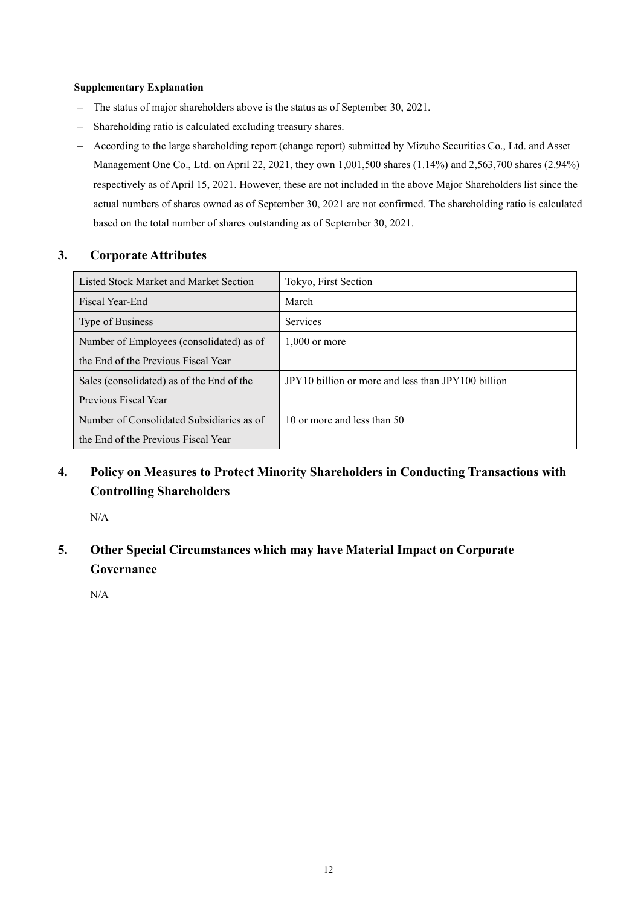**Supplementary Explanation**

- The status of major shareholders above is the status as of September 30, 2021.
- Shareholding ratio is calculated excluding treasury shares.
- According to the large shareholding report (change report) submitted by Mizuho Securities Co., Ltd. and Asset Management One Co., Ltd. on April 22, 2021, they own 1,001,500 shares (1.14%) and 2,563,700 shares (2.94%) respectively as of April 15, 2021. However, these are not included in the above Major Shareholders list since the actual numbers of shares owned as of September 30, 2021 are not confirmed. The shareholding ratio is calculated based on the total number of shares outstanding as of September 30, 2021.

## 3. Corporate Attributes

| Listed Stock Market and Market Section | Tokyo, First Section |
|---|---|
| Fiscal Year-End | March |
| Type of Business | Services |
| Number of Employees (consolidated) as of the End of the Previous Fiscal Year | 1,000 or more |
| Sales (consolidated) as of the End of the Previous Fiscal Year | JPY10 billion or more and less than JPY100 billion |
| Number of Consolidated Subsidiaries as of the End of the Previous Fiscal Year | 10 or more and less than 50 |

## 4. Policy on Measures to Protect Minority Shareholders in Conducting Transactions with Controlling Shareholders

N/A

## 5. Other Special Circumstances which may have Material Impact on Corporate Governance

N/A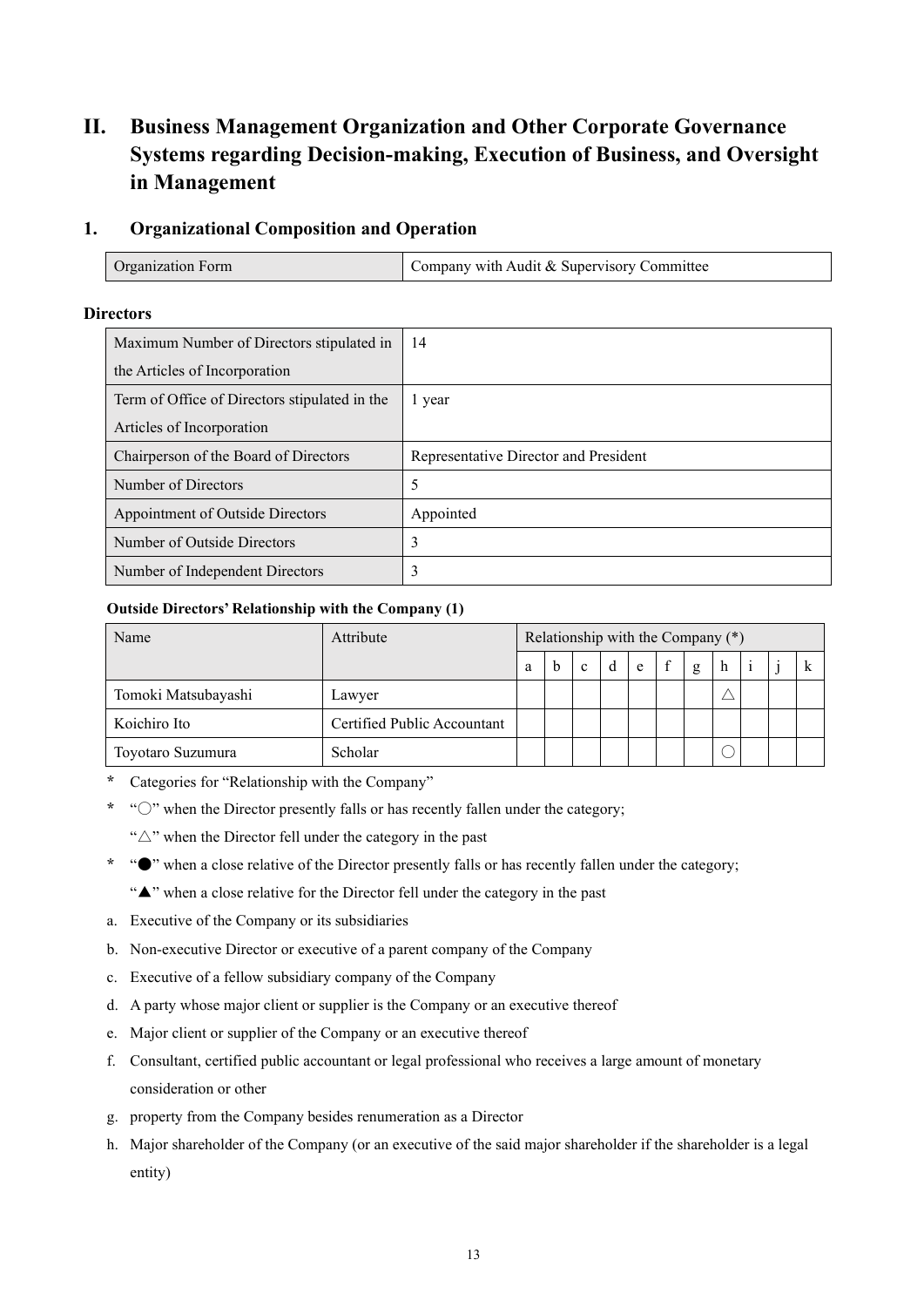## II. Business Management Organization and Other Corporate Governance Systems regarding Decision-making, Execution of Business, and Oversight in Management

### 1. Organizational Composition and Operation

| Organization Form | Company with Audit & Supervisory Committee |
|---|---|

**Directors**

| Maximum Number of Directors stipulated in the Articles of Incorporation | 14 |
|---|---|
| Term of Office of Directors stipulated in the Articles of Incorporation | 1 year |
| Chairperson of the Board of Directors | Representative Director and President |
| Number of Directors | 5 |
| Appointment of Outside Directors | Appointed |
| Number of Outside Directors | 3 |
| Number of Independent Directors | 3 |

**Outside Directors' Relationship with the Company (1)**

| Name | Attribute | Relationship with the Company (*) | | | | | | | | | | |
|---|---|---|---|---|---|---|---|---|---|---|---|---|
| | | a | b | c | d | e | f | g | h | i | j | k |
| Tomoki Matsubayashi | Lawyer | | | | | | | | △ | | | |
| Koichiro Ito | Certified Public Accountant | | | | | | | | | | | |
| Toyotaro Suzumura | Scholar | | | | | | | | ○ | | | |

\* Categories for "Relationship with the Company"

\* "○" when the Director presently falls or has recently fallen under the category;
"△" when the Director fell under the category in the past

\* "●" when a close relative of the Director presently falls or has recently fallen under the category;
"▲" when a close relative for the Director fell under the category in the past

a. Executive of the Company or its subsidiaries
b. Non-executive Director or executive of a parent company of the Company
c. Executive of a fellow subsidiary company of the Company
d. A party whose major client or supplier is the Company or an executive thereof
e. Major client or supplier of the Company or an executive thereof
f. Consultant, certified public accountant or legal professional who receives a large amount of monetary consideration or other
g. property from the Company besides renumeration as a Director
h. Major shareholder of the Company (or an executive of the said major shareholder if the shareholder is a legal entity)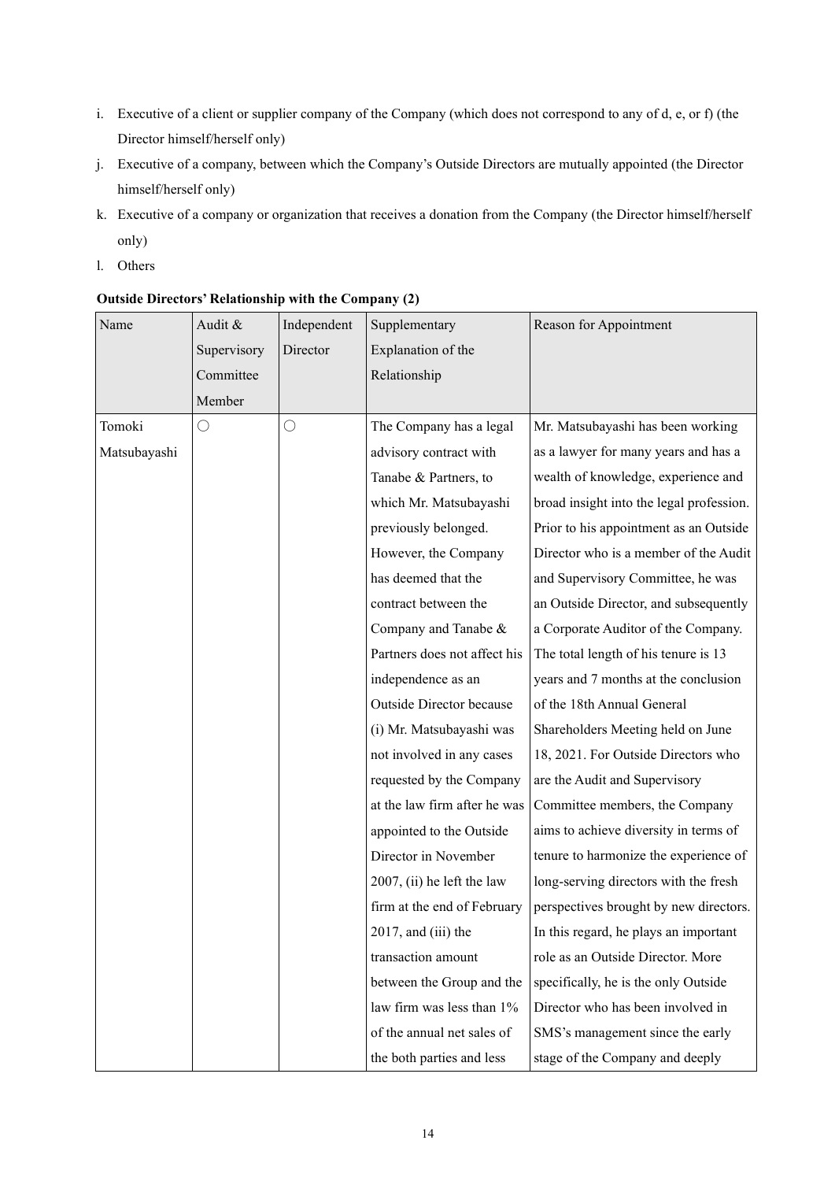i. Executive of a client or supplier company of the Company (which does not correspond to any of d, e, or f) (the Director himself/herself only)
j. Executive of a company, between which the Company's Outside Directors are mutually appointed (the Director himself/herself only)
k. Executive of a company or organization that receives a donation from the Company (the Director himself/herself only)
l. Others

**Outside Directors' Relationship with the Company (2)**

| Name | Audit & Supervisory Committee Member | Independent Director | Supplementary Explanation of the Relationship | Reason for Appointment |
|---|---|---|---|---|
| Tomoki Matsubayashi | ○ | ○ | The Company has a legal advisory contract with Tanabe & Partners, to which Mr. Matsubayashi previously belonged. However, the Company has deemed that the contract between the Company and Tanabe & Partners does not affect his independence as an Outside Director because (i) Mr. Matsubayashi was not involved in any cases requested by the Company at the law firm after he was appointed to the Outside Director in November 2007, (ii) he left the law firm at the end of February 2017, and (iii) the transaction amount between the Group and the law firm was less than 1% of the annual net sales of the both parties and less | Mr. Matsubayashi has been working as a lawyer for many years and has a wealth of knowledge, experience and broad insight into the legal profession. Prior to his appointment as an Outside Director who is a member of the Audit and Supervisory Committee, he was an Outside Director, and subsequently a Corporate Auditor of the Company. The total length of his tenure is 13 years and 7 months at the conclusion of the 18th Annual General Shareholders Meeting held on June 18, 2021. For Outside Directors who are the Audit and Supervisory Committee members, the Company aims to achieve diversity in terms of tenure to harmonize the experience of long-serving directors with the fresh perspectives brought by new directors. In this regard, he plays an important role as an Outside Director. More specifically, he is the only Outside Director who has been involved in SMS's management since the early stage of the Company and deeply |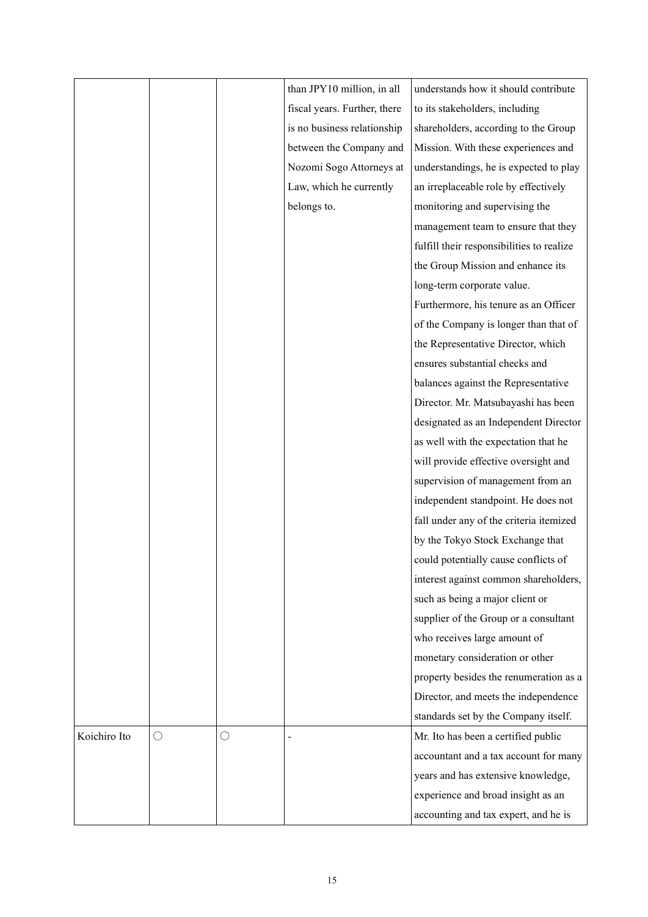| | | | than JPY10 million, in all fiscal years. Further, there is no business relationship between the Company and Nozomi Sogo Attorneys at Law, which he currently belongs to. | understands how it should contribute to its stakeholders, including shareholders, according to the Group Mission. With these experiences and understandings, he is expected to play an irreplaceable role by effectively monitoring and supervising the management team to ensure that they fulfill their responsibilities to realize the Group Mission and enhance its long-term corporate value. Furthermore, his tenure as an Officer of the Company is longer than that of the Representative Director, which ensures substantial checks and balances against the Representative Director. Mr. Matsubayashi has been designated as an Independent Director as well with the expectation that he will provide effective oversight and supervision of management from an independent standpoint. He does not fall under any of the criteria itemized by the Tokyo Stock Exchange that could potentially cause conflicts of interest against common shareholders, such as being a major client or supplier of the Group or a consultant who receives large amount of monetary consideration or other property besides the renumeration as a Director, and meets the independence standards set by the Company itself. |
|---|---|---|---|---|
| Koichiro Ito | ○ | ○ | - | Mr. Ito has been a certified public accountant and a tax account for many years and has extensive knowledge, experience and broad insight as an accounting and tax expert, and he is |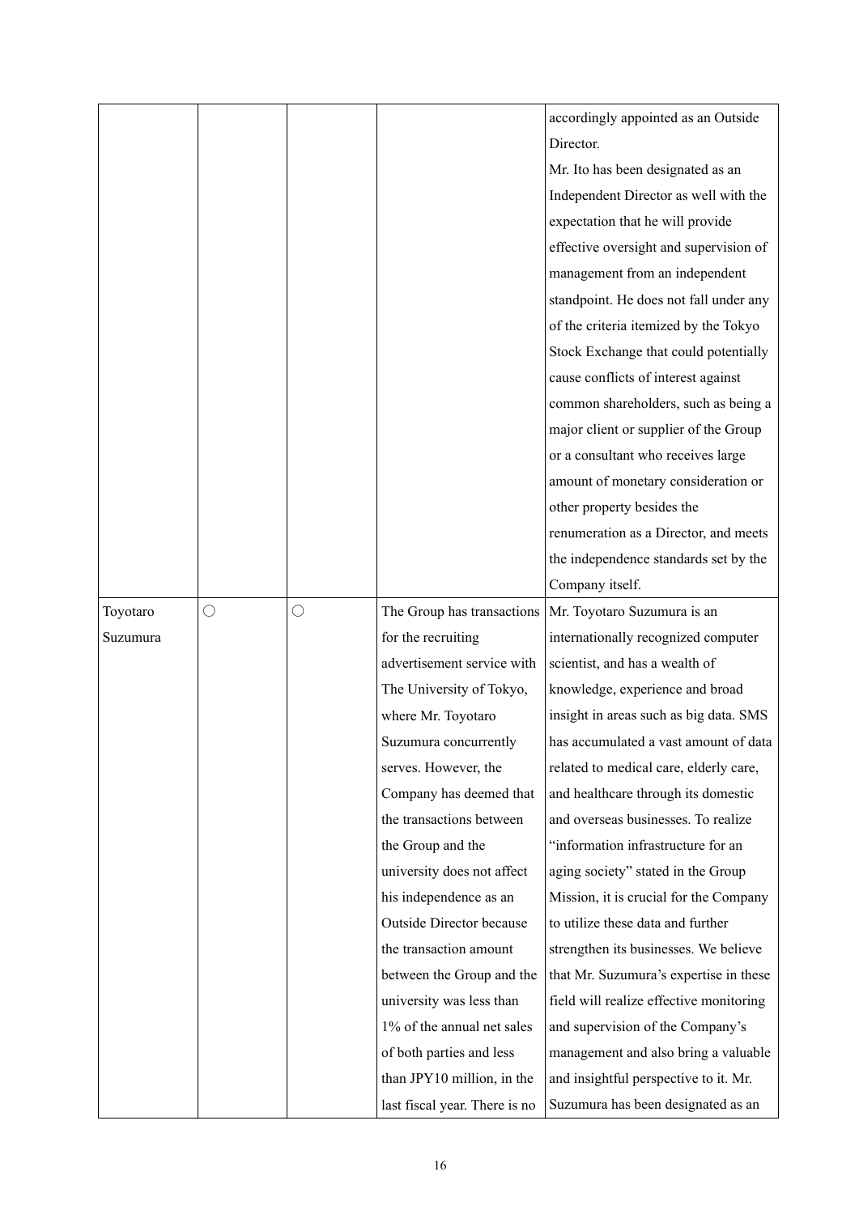| | | | | |
|---|---|---|---|---|
| | | | | accordingly appointed as an Outside Director. Mr. Ito has been designated as an Independent Director as well with the expectation that he will provide effective oversight and supervision of management from an independent standpoint. He does not fall under any of the criteria itemized by the Tokyo Stock Exchange that could potentially cause conflicts of interest against common shareholders, such as being a major client or supplier of the Group or a consultant who receives large amount of monetary consideration or other property besides the renumeration as a Director, and meets the independence standards set by the Company itself. |
| Toyotaro Suzumura | ○ | ○ | The Group has transactions for the recruiting advertisement service with The University of Tokyo, where Mr. Toyotaro Suzumura concurrently serves. However, the Company has deemed that the transactions between the Group and the university does not affect his independence as an Outside Director because the transaction amount between the Group and the university was less than 1% of the annual net sales of both parties and less than JPY10 million, in the last fiscal year. There is no | Mr. Toyotaro Suzumura is an internationally recognized computer scientist, and has a wealth of knowledge, experience and broad insight in areas such as big data. SMS has accumulated a vast amount of data related to medical care, elderly care, and healthcare through its domestic and overseas businesses. To realize "information infrastructure for an aging society" stated in the Group Mission, it is crucial for the Company to utilize these data and further strengthen its businesses. We believe that Mr. Suzumura's expertise in these field will realize effective monitoring and supervision of the Company's management and also bring a valuable and insightful perspective to it. Mr. Suzumura has been designated as an |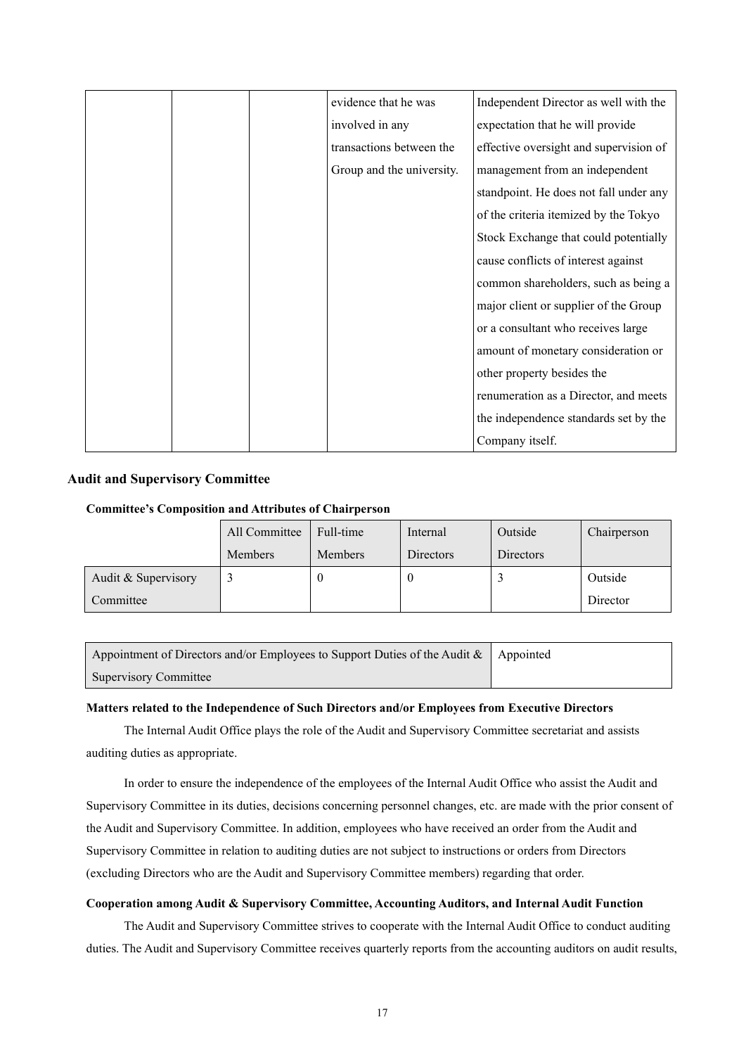| | | | evidence that he was involved in any transactions between the Group and the university. | Independent Director as well with the expectation that he will provide effective oversight and supervision of management from an independent standpoint. He does not fall under any of the criteria itemized by the Tokyo Stock Exchange that could potentially cause conflicts of interest against common shareholders, such as being a major client or supplier of the Group or a consultant who receives large amount of monetary consideration or other property besides the renumeration as a Director, and meets the independence standards set by the Company itself. |
|---|---|---|---|---|

### Audit and Supervisory Committee

**Committee's Composition and Attributes of Chairperson**

| | All Committee Members | Full-time Members | Internal Directors | Outside Directors | Chairperson |
|---|---|---|---|---|---|
| Audit & Supervisory Committee | 3 | 0 | 0 | 3 | Outside Director |

| Appointment of Directors and/or Employees to Support Duties of the Audit & Supervisory Committee | Appointed |
|---|---|

**Matters related to the Independence of Such Directors and/or Employees from Executive Directors**

The Internal Audit Office plays the role of the Audit and Supervisory Committee secretariat and assists auditing duties as appropriate.

In order to ensure the independence of the employees of the Internal Audit Office who assist the Audit and Supervisory Committee in its duties, decisions concerning personnel changes, etc. are made with the prior consent of the Audit and Supervisory Committee. In addition, employees who have received an order from the Audit and Supervisory Committee in relation to auditing duties are not subject to instructions or orders from Directors (excluding Directors who are the Audit and Supervisory Committee members) regarding that order.

**Cooperation among Audit & Supervisory Committee, Accounting Auditors, and Internal Audit Function**

The Audit and Supervisory Committee strives to cooperate with the Internal Audit Office to conduct auditing duties. The Audit and Supervisory Committee receives quarterly reports from the accounting auditors on audit results,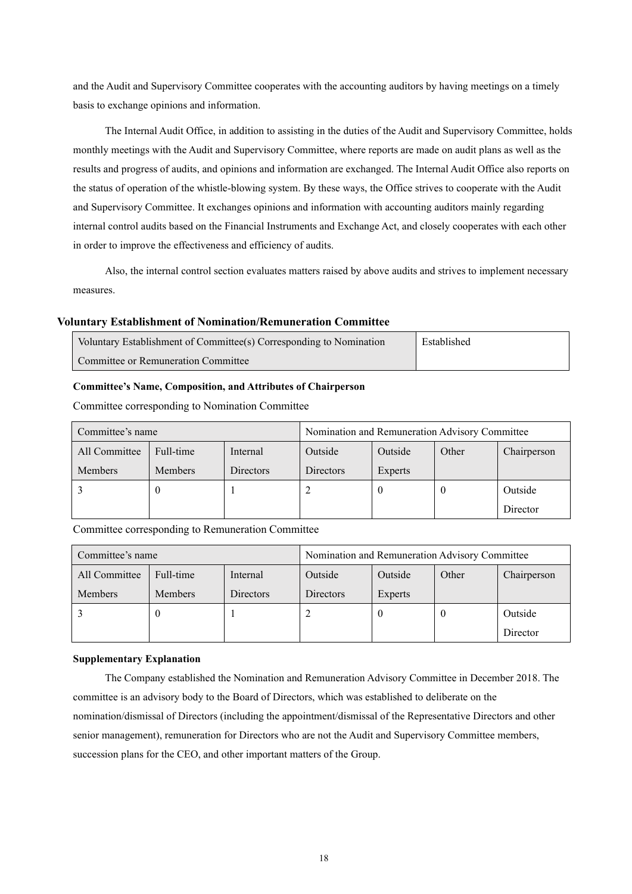and the Audit and Supervisory Committee cooperates with the accounting auditors by having meetings on a timely basis to exchange opinions and information.

The Internal Audit Office, in addition to assisting in the duties of the Audit and Supervisory Committee, holds monthly meetings with the Audit and Supervisory Committee, where reports are made on audit plans as well as the results and progress of audits, and opinions and information are exchanged. The Internal Audit Office also reports on the status of operation of the whistle-blowing system. By these ways, the Office strives to cooperate with the Audit and Supervisory Committee. It exchanges opinions and information with accounting auditors mainly regarding internal control audits based on the Financial Instruments and Exchange Act, and closely cooperates with each other in order to improve the effectiveness and efficiency of audits.

Also, the internal control section evaluates matters raised by above audits and strives to implement necessary measures.

### Voluntary Establishment of Nomination/Remuneration Committee

| Voluntary Establishment of Committee(s) Corresponding to Nomination Committee or Remuneration Committee | Established |
|---|---|

**Committee's Name, Composition, and Attributes of Chairperson**

Committee corresponding to Nomination Committee

| Committee's name | | | Nomination and Remuneration Advisory Committee | | | |
|---|---|---|---|---|---|---|
| All Committee Members | Full-time Members | Internal Directors | Outside Directors | Outside Experts | Other | Chairperson |
| 3 | 0 | 1 | 2 | 0 | 0 | Outside Director |

Committee corresponding to Remuneration Committee

| Committee's name | | | Nomination and Remuneration Advisory Committee | | | |
|---|---|---|---|---|---|---|
| All Committee Members | Full-time Members | Internal Directors | Outside Directors | Outside Experts | Other | Chairperson |
| 3 | 0 | 1 | 2 | 0 | 0 | Outside Director |

**Supplementary Explanation**

The Company established the Nomination and Remuneration Advisory Committee in December 2018. The committee is an advisory body to the Board of Directors, which was established to deliberate on the nomination/dismissal of Directors (including the appointment/dismissal of the Representative Directors and other senior management), remuneration for Directors who are not the Audit and Supervisory Committee members, succession plans for the CEO, and other important matters of the Group.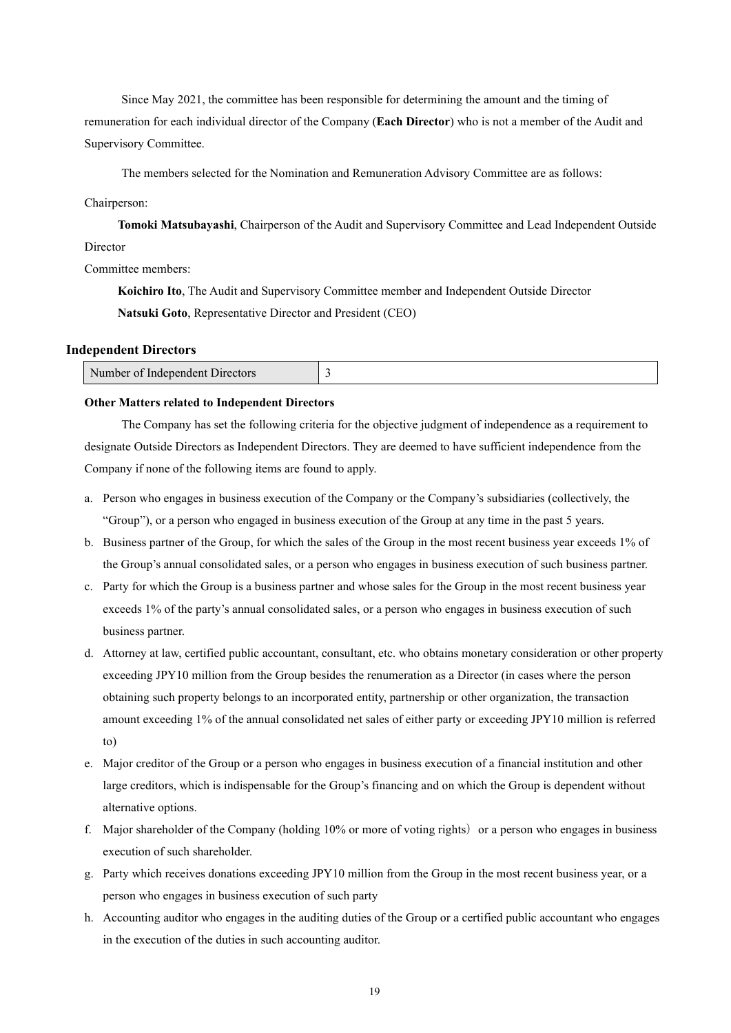Since May 2021, the committee has been responsible for determining the amount and the timing of remuneration for each individual director of the Company (**Each Director**) who is not a member of the Audit and Supervisory Committee.

The members selected for the Nomination and Remuneration Advisory Committee are as follows:

Chairperson:

**Tomoki Matsubayashi**, Chairperson of the Audit and Supervisory Committee and Lead Independent Outside Director

Committee members:

**Koichiro Ito**, The Audit and Supervisory Committee member and Independent Outside Director

**Natsuki Goto**, Representative Director and President (CEO)

### Independent Directors

| Number of Independent Directors | 3 |
|---|---|

**Other Matters related to Independent Directors**

The Company has set the following criteria for the objective judgment of independence as a requirement to designate Outside Directors as Independent Directors. They are deemed to have sufficient independence from the Company if none of the following items are found to apply.

a. Person who engages in business execution of the Company or the Company's subsidiaries (collectively, the "Group"), or a person who engaged in business execution of the Group at any time in the past 5 years.

b. Business partner of the Group, for which the sales of the Group in the most recent business year exceeds 1% of the Group's annual consolidated sales, or a person who engages in business execution of such business partner.

c. Party for which the Group is a business partner and whose sales for the Group in the most recent business year exceeds 1% of the party's annual consolidated sales, or a person who engages in business execution of such business partner.

d. Attorney at law, certified public accountant, consultant, etc. who obtains monetary consideration or other property exceeding JPY10 million from the Group besides the renumeration as a Director (in cases where the person obtaining such property belongs to an incorporated entity, partnership or other organization, the transaction amount exceeding 1% of the annual consolidated net sales of either party or exceeding JPY10 million is referred to)

e. Major creditor of the Group or a person who engages in business execution of a financial institution and other large creditors, which is indispensable for the Group's financing and on which the Group is dependent without alternative options.

f. Major shareholder of the Company (holding 10% or more of voting rights) or a person who engages in business execution of such shareholder.

g. Party which receives donations exceeding JPY10 million from the Group in the most recent business year, or a person who engages in business execution of such party

h. Accounting auditor who engages in the auditing duties of the Group or a certified public accountant who engages in the execution of the duties in such accounting auditor.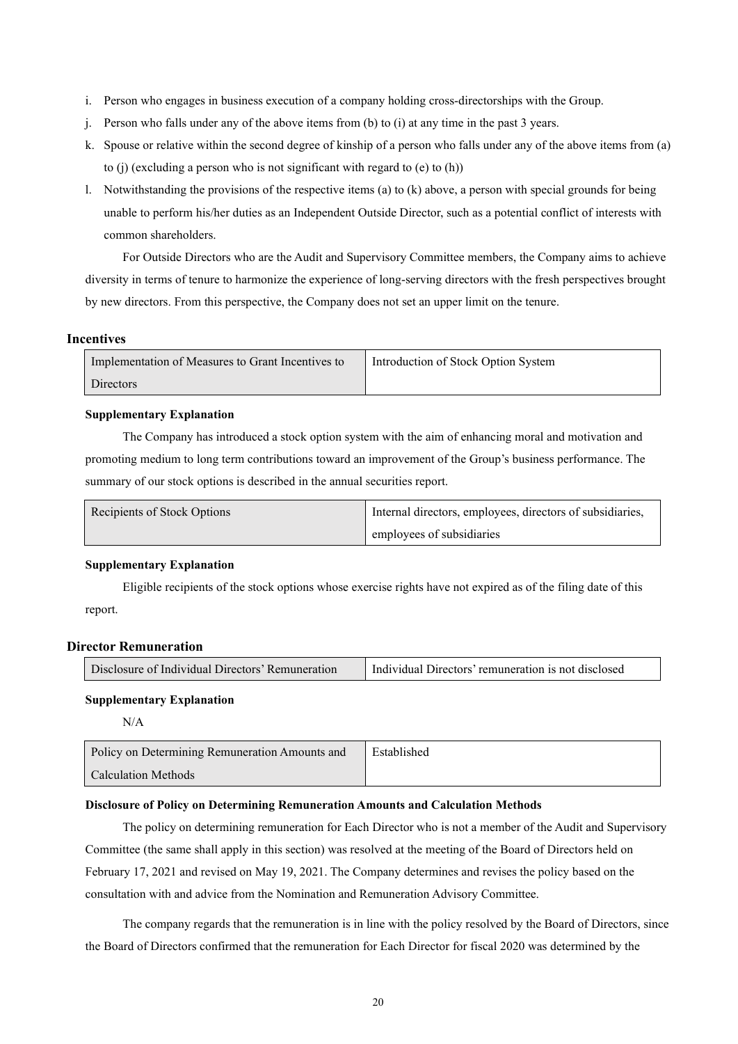i. Person who engages in business execution of a company holding cross-directorships with the Group.

j. Person who falls under any of the above items from (b) to (i) at any time in the past 3 years.

k. Spouse or relative within the second degree of kinship of a person who falls under any of the above items from (a) to (j) (excluding a person who is not significant with regard to (e) to (h))

l. Notwithstanding the provisions of the respective items (a) to (k) above, a person with special grounds for being unable to perform his/her duties as an Independent Outside Director, such as a potential conflict of interests with common shareholders.

For Outside Directors who are the Audit and Supervisory Committee members, the Company aims to achieve diversity in terms of tenure to harmonize the experience of long-serving directors with the fresh perspectives brought by new directors. From this perspective, the Company does not set an upper limit on the tenure.

## Incentives

| Implementation of Measures to Grant Incentives to Directors | Introduction of Stock Option System |
|---|---|

**Supplementary Explanation**

The Company has introduced a stock option system with the aim of enhancing moral and motivation and promoting medium to long term contributions toward an improvement of the Group's business performance. The summary of our stock options is described in the annual securities report.

| Recipients of Stock Options | Internal directors, employees, directors of subsidiaries, employees of subsidiaries |
|---|---|

**Supplementary Explanation**

Eligible recipients of the stock options whose exercise rights have not expired as of the filing date of this report.

## Director Remuneration

| Disclosure of Individual Directors' Remuneration | Individual Directors' remuneration is not disclosed |
|---|---|

**Supplementary Explanation**

N/A

| Policy on Determining Remuneration Amounts and Calculation Methods | Established |
|---|---|

**Disclosure of Policy on Determining Remuneration Amounts and Calculation Methods**

The policy on determining remuneration for Each Director who is not a member of the Audit and Supervisory Committee (the same shall apply in this section) was resolved at the meeting of the Board of Directors held on February 17, 2021 and revised on May 19, 2021. The Company determines and revises the policy based on the consultation with and advice from the Nomination and Remuneration Advisory Committee.

The company regards that the remuneration is in line with the policy resolved by the Board of Directors, since the Board of Directors confirmed that the remuneration for Each Director for fiscal 2020 was determined by the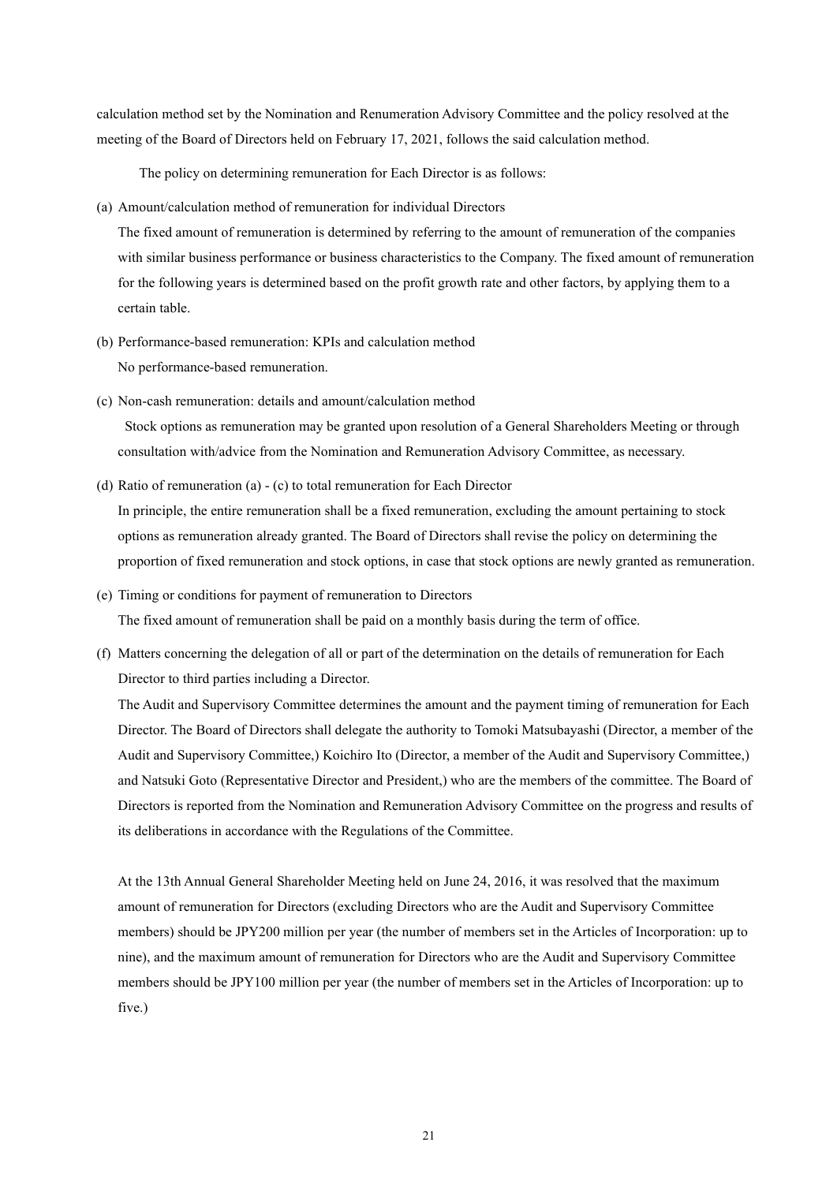calculation method set by the Nomination and Renumeration Advisory Committee and the policy resolved at the meeting of the Board of Directors held on February 17, 2021, follows the said calculation method.

The policy on determining remuneration for Each Director is as follows:

(a) Amount/calculation method of remuneration for individual Directors

The fixed amount of remuneration is determined by referring to the amount of remuneration of the companies with similar business performance or business characteristics to the Company. The fixed amount of remuneration for the following years is determined based on the profit growth rate and other factors, by applying them to a certain table.

(b) Performance-based remuneration: KPIs and calculation method

No performance-based remuneration.

(c) Non-cash remuneration: details and amount/calculation method

Stock options as remuneration may be granted upon resolution of a General Shareholders Meeting or through consultation with/advice from the Nomination and Remuneration Advisory Committee, as necessary.

(d) Ratio of remuneration (a) - (c) to total remuneration for Each Director

In principle, the entire remuneration shall be a fixed remuneration, excluding the amount pertaining to stock options as remuneration already granted. The Board of Directors shall revise the policy on determining the proportion of fixed remuneration and stock options, in case that stock options are newly granted as remuneration.

(e) Timing or conditions for payment of remuneration to Directors

The fixed amount of remuneration shall be paid on a monthly basis during the term of office.

(f) Matters concerning the delegation of all or part of the determination on the details of remuneration for Each Director to third parties including a Director.

The Audit and Supervisory Committee determines the amount and the payment timing of remuneration for Each Director. The Board of Directors shall delegate the authority to Tomoki Matsubayashi (Director, a member of the Audit and Supervisory Committee,) Koichiro Ito (Director, a member of the Audit and Supervisory Committee,) and Natsuki Goto (Representative Director and President,) who are the members of the committee. The Board of Directors is reported from the Nomination and Remuneration Advisory Committee on the progress and results of its deliberations in accordance with the Regulations of the Committee.

At the 13th Annual General Shareholder Meeting held on June 24, 2016, it was resolved that the maximum amount of remuneration for Directors (excluding Directors who are the Audit and Supervisory Committee members) should be JPY200 million per year (the number of members set in the Articles of Incorporation: up to nine), and the maximum amount of remuneration for Directors who are the Audit and Supervisory Committee members should be JPY100 million per year (the number of members set in the Articles of Incorporation: up to five.)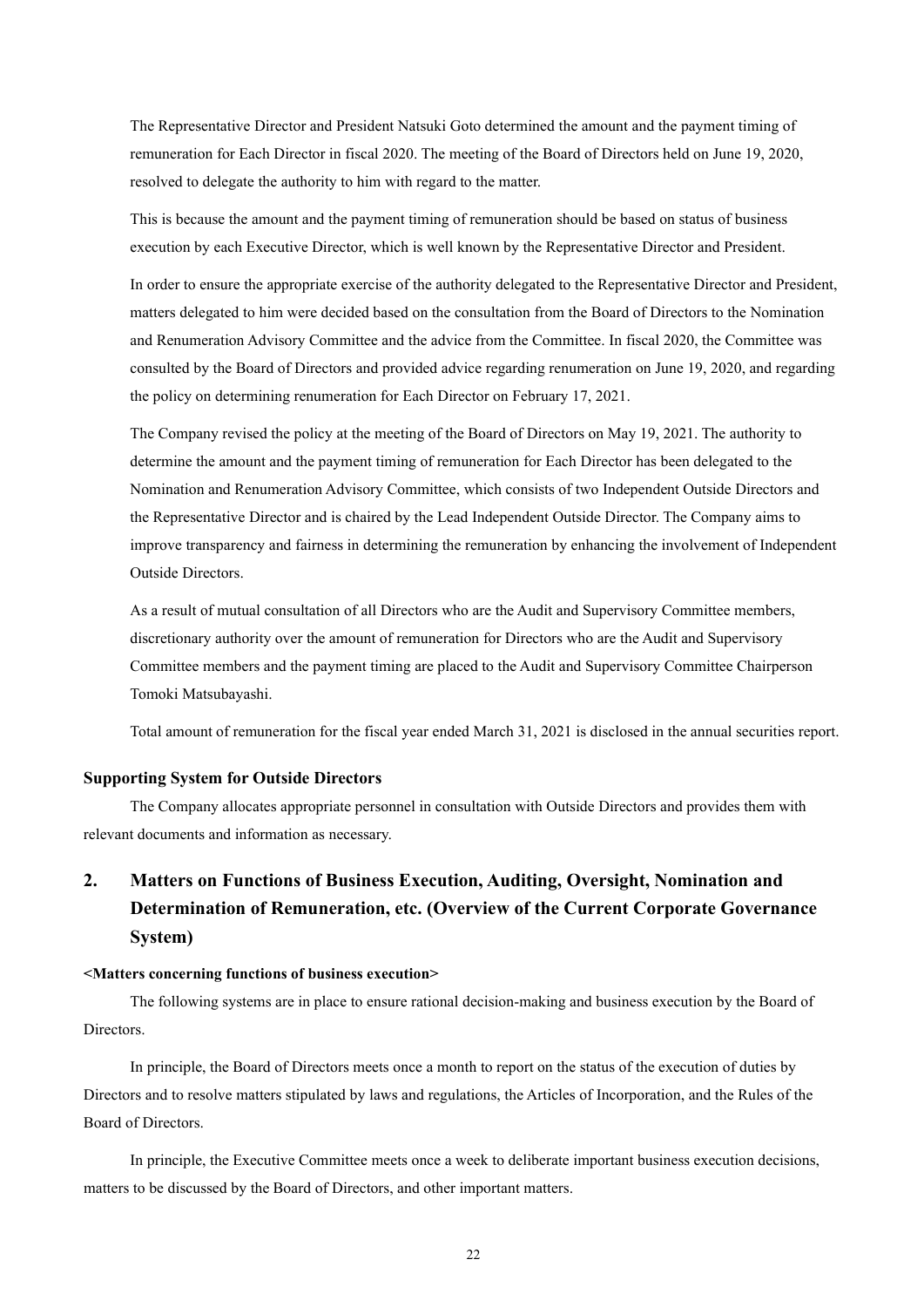The Representative Director and President Natsuki Goto determined the amount and the payment timing of remuneration for Each Director in fiscal 2020. The meeting of the Board of Directors held on June 19, 2020, resolved to delegate the authority to him with regard to the matter.

This is because the amount and the payment timing of remuneration should be based on status of business execution by each Executive Director, which is well known by the Representative Director and President.

In order to ensure the appropriate exercise of the authority delegated to the Representative Director and President, matters delegated to him were decided based on the consultation from the Board of Directors to the Nomination and Renumeration Advisory Committee and the advice from the Committee. In fiscal 2020, the Committee was consulted by the Board of Directors and provided advice regarding renumeration on June 19, 2020, and regarding the policy on determining renumeration for Each Director on February 17, 2021.

The Company revised the policy at the meeting of the Board of Directors on May 19, 2021. The authority to determine the amount and the payment timing of remuneration for Each Director has been delegated to the Nomination and Renumeration Advisory Committee, which consists of two Independent Outside Directors and the Representative Director and is chaired by the Lead Independent Outside Director. The Company aims to improve transparency and fairness in determining the remuneration by enhancing the involvement of Independent Outside Directors.

As a result of mutual consultation of all Directors who are the Audit and Supervisory Committee members, discretionary authority over the amount of remuneration for Directors who are the Audit and Supervisory Committee members and the payment timing are placed to the Audit and Supervisory Committee Chairperson Tomoki Matsubayashi.

Total amount of remuneration for the fiscal year ended March 31, 2021 is disclosed in the annual securities report.

**Supporting System for Outside Directors**

The Company allocates appropriate personnel in consultation with Outside Directors and provides them with relevant documents and information as necessary.

## 2. Matters on Functions of Business Execution, Auditing, Oversight, Nomination and Determination of Remuneration, etc. (Overview of the Current Corporate Governance System)

**<Matters concerning functions of business execution>**

The following systems are in place to ensure rational decision-making and business execution by the Board of Directors.

In principle, the Board of Directors meets once a month to report on the status of the execution of duties by Directors and to resolve matters stipulated by laws and regulations, the Articles of Incorporation, and the Rules of the Board of Directors.

In principle, the Executive Committee meets once a week to deliberate important business execution decisions, matters to be discussed by the Board of Directors, and other important matters.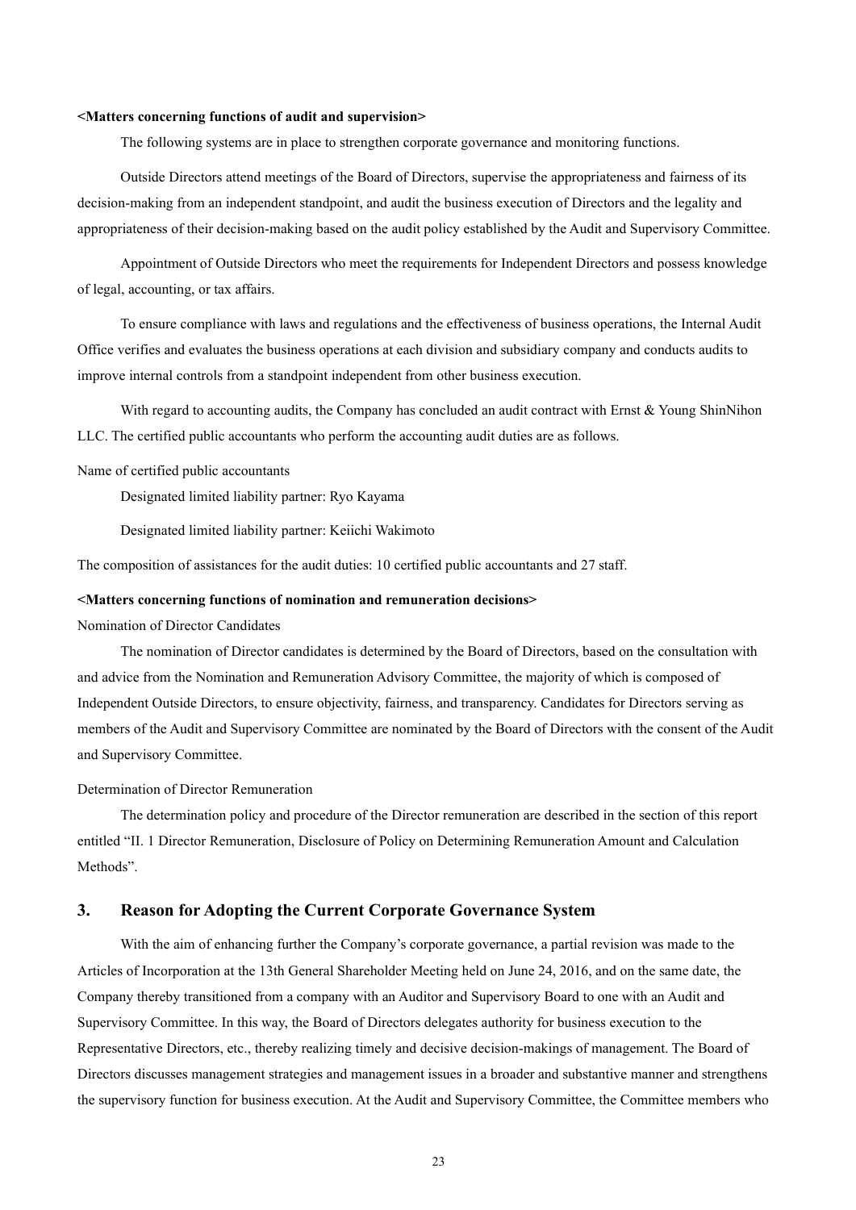**<Matters concerning functions of audit and supervision>**

The following systems are in place to strengthen corporate governance and monitoring functions.

Outside Directors attend meetings of the Board of Directors, supervise the appropriateness and fairness of its decision-making from an independent standpoint, and audit the business execution of Directors and the legality and appropriateness of their decision-making based on the audit policy established by the Audit and Supervisory Committee.

Appointment of Outside Directors who meet the requirements for Independent Directors and possess knowledge of legal, accounting, or tax affairs.

To ensure compliance with laws and regulations and the effectiveness of business operations, the Internal Audit Office verifies and evaluates the business operations at each division and subsidiary company and conducts audits to improve internal controls from a standpoint independent from other business execution.

With regard to accounting audits, the Company has concluded an audit contract with Ernst & Young ShinNihon LLC. The certified public accountants who perform the accounting audit duties are as follows.

Name of certified public accountants

Designated limited liability partner: Ryo Kayama

Designated limited liability partner: Keiichi Wakimoto

The composition of assistances for the audit duties: 10 certified public accountants and 27 staff.

**<Matters concerning functions of nomination and remuneration decisions>**

Nomination of Director Candidates

The nomination of Director candidates is determined by the Board of Directors, based on the consultation with and advice from the Nomination and Remuneration Advisory Committee, the majority of which is composed of Independent Outside Directors, to ensure objectivity, fairness, and transparency. Candidates for Directors serving as members of the Audit and Supervisory Committee are nominated by the Board of Directors with the consent of the Audit and Supervisory Committee.

Determination of Director Remuneration

The determination policy and procedure of the Director remuneration are described in the section of this report entitled "II. 1 Director Remuneration, Disclosure of Policy on Determining Remuneration Amount and Calculation Methods".

## 3. Reason for Adopting the Current Corporate Governance System

With the aim of enhancing further the Company's corporate governance, a partial revision was made to the Articles of Incorporation at the 13th General Shareholder Meeting held on June 24, 2016, and on the same date, the Company thereby transitioned from a company with an Auditor and Supervisory Board to one with an Audit and Supervisory Committee. In this way, the Board of Directors delegates authority for business execution to the Representative Directors, etc., thereby realizing timely and decisive decision-makings of management. The Board of Directors discusses management strategies and management issues in a broader and substantive manner and strengthens the supervisory function for business execution. At the Audit and Supervisory Committee, the Committee members who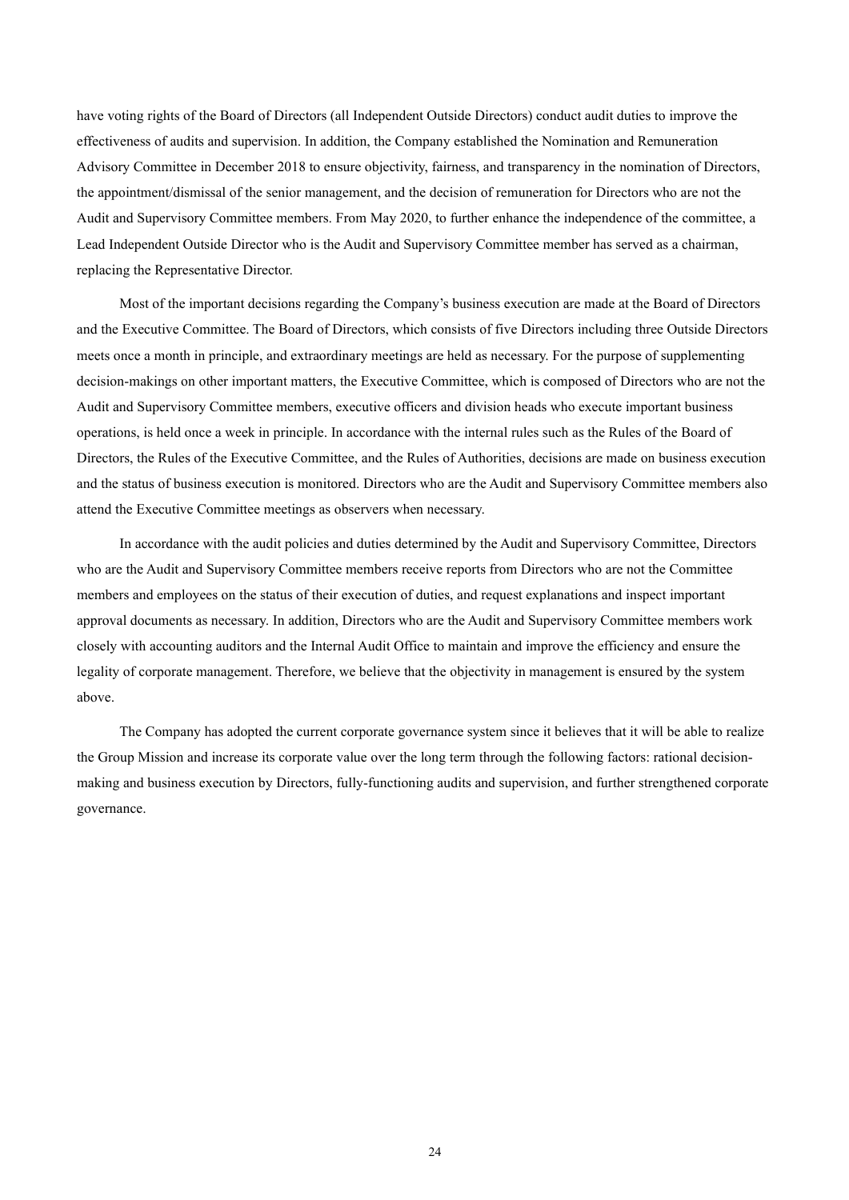have voting rights of the Board of Directors (all Independent Outside Directors) conduct audit duties to improve the effectiveness of audits and supervision. In addition, the Company established the Nomination and Remuneration Advisory Committee in December 2018 to ensure objectivity, fairness, and transparency in the nomination of Directors, the appointment/dismissal of the senior management, and the decision of remuneration for Directors who are not the Audit and Supervisory Committee members. From May 2020, to further enhance the independence of the committee, a Lead Independent Outside Director who is the Audit and Supervisory Committee member has served as a chairman, replacing the Representative Director.

Most of the important decisions regarding the Company's business execution are made at the Board of Directors and the Executive Committee. The Board of Directors, which consists of five Directors including three Outside Directors meets once a month in principle, and extraordinary meetings are held as necessary. For the purpose of supplementing decision-makings on other important matters, the Executive Committee, which is composed of Directors who are not the Audit and Supervisory Committee members, executive officers and division heads who execute important business operations, is held once a week in principle. In accordance with the internal rules such as the Rules of the Board of Directors, the Rules of the Executive Committee, and the Rules of Authorities, decisions are made on business execution and the status of business execution is monitored. Directors who are the Audit and Supervisory Committee members also attend the Executive Committee meetings as observers when necessary.

In accordance with the audit policies and duties determined by the Audit and Supervisory Committee, Directors who are the Audit and Supervisory Committee members receive reports from Directors who are not the Committee members and employees on the status of their execution of duties, and request explanations and inspect important approval documents as necessary. In addition, Directors who are the Audit and Supervisory Committee members work closely with accounting auditors and the Internal Audit Office to maintain and improve the efficiency and ensure the legality of corporate management. Therefore, we believe that the objectivity in management is ensured by the system above.

The Company has adopted the current corporate governance system since it believes that it will be able to realize the Group Mission and increase its corporate value over the long term through the following factors: rational decision-making and business execution by Directors, fully-functioning audits and supervision, and further strengthened corporate governance.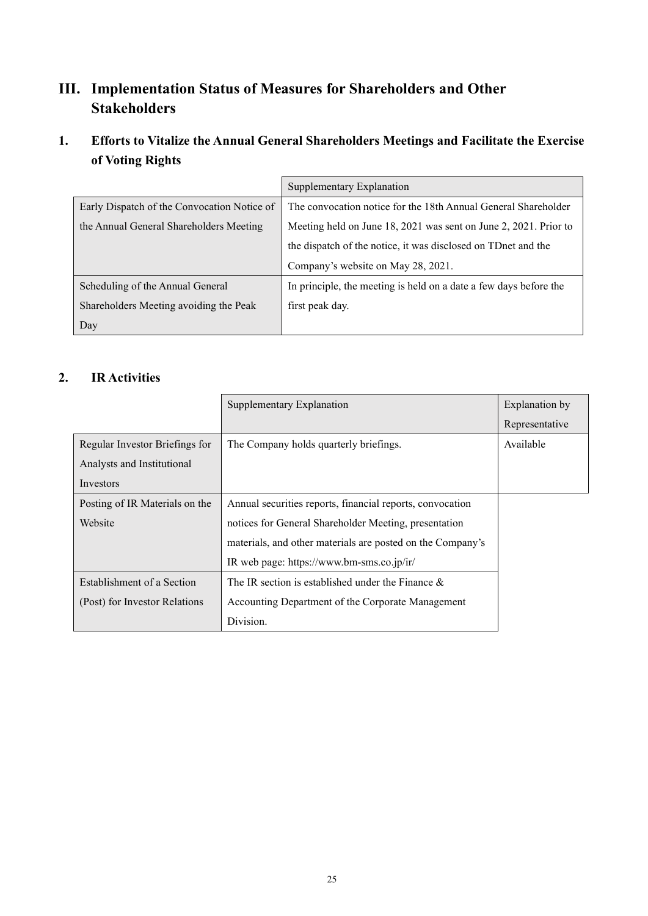# III. Implementation Status of Measures for Shareholders and Other Stakeholders

## 1. Efforts to Vitalize the Annual General Shareholders Meetings and Facilitate the Exercise of Voting Rights

| | Supplementary Explanation |
|---|---|
| Early Dispatch of the Convocation Notice of the Annual General Shareholders Meeting | The convocation notice for the 18th Annual General Shareholder Meeting held on June 18, 2021 was sent on June 2, 2021. Prior to the dispatch of the notice, it was disclosed on TDnet and the Company's website on May 28, 2021. |
| Scheduling of the Annual General Shareholders Meeting avoiding the Peak Day | In principle, the meeting is held on a date a few days before the first peak day. |

## 2. IR Activities

| | Supplementary Explanation | Explanation by Representative |
|---|---|---|
| Regular Investor Briefings for Analysts and Institutional Investors | The Company holds quarterly briefings. | Available |
| Posting of IR Materials on the Website | Annual securities reports, financial reports, convocation notices for General Shareholder Meeting, presentation materials, and other materials are posted on the Company's IR web page: https://www.bm-sms.co.jp/ir/ | |
| Establishment of a Section (Post) for Investor Relations | The IR section is established under the Finance & Accounting Department of the Corporate Management Division. | |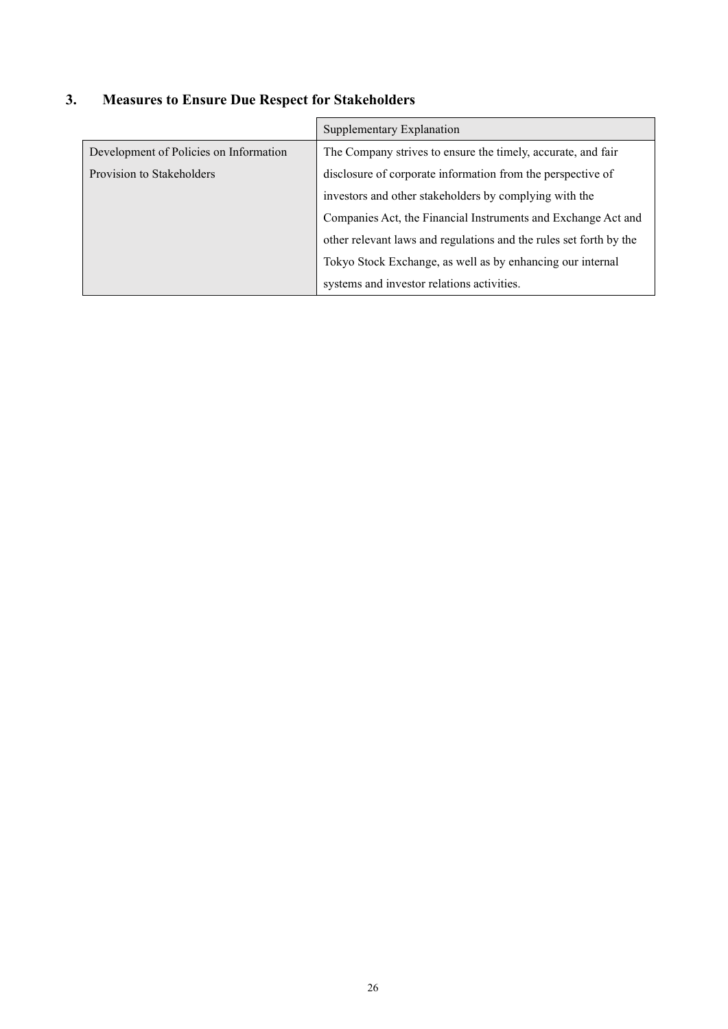## 3. Measures to Ensure Due Respect for Stakeholders

| | Supplementary Explanation |
|---|---|
| Development of Policies on Information Provision to Stakeholders | The Company strives to ensure the timely, accurate, and fair disclosure of corporate information from the perspective of investors and other stakeholders by complying with the Companies Act, the Financial Instruments and Exchange Act and other relevant laws and regulations and the rules set forth by the Tokyo Stock Exchange, as well as by enhancing our internal systems and investor relations activities. |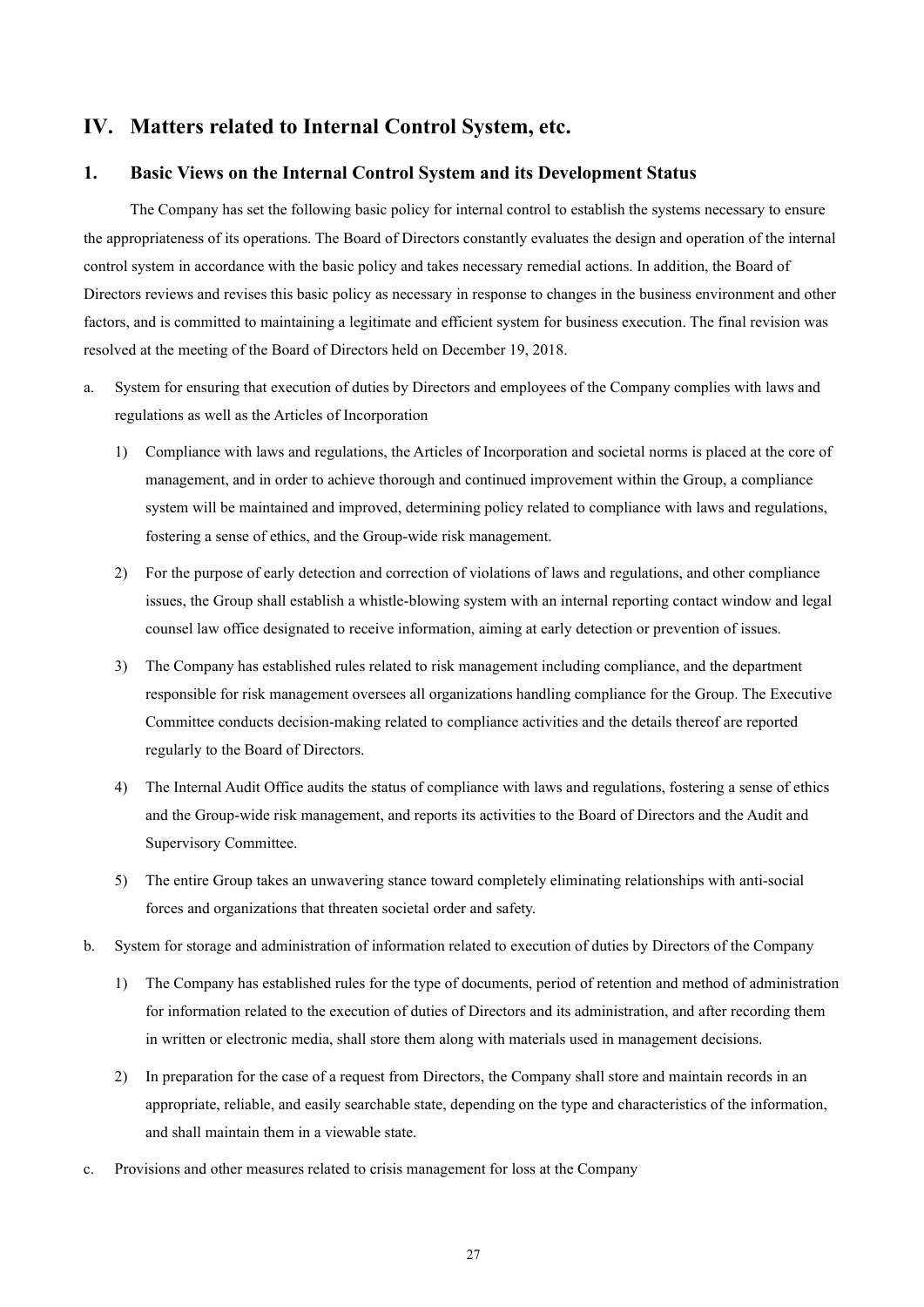## IV. Matters related to Internal Control System, etc.

### 1. Basic Views on the Internal Control System and its Development Status

The Company has set the following basic policy for internal control to establish the systems necessary to ensure the appropriateness of its operations. The Board of Directors constantly evaluates the design and operation of the internal control system in accordance with the basic policy and takes necessary remedial actions. In addition, the Board of Directors reviews and revises this basic policy as necessary in response to changes in the business environment and other factors, and is committed to maintaining a legitimate and efficient system for business execution. The final revision was resolved at the meeting of the Board of Directors held on December 19, 2018.

a. System for ensuring that execution of duties by Directors and employees of the Company complies with laws and regulations as well as the Articles of Incorporation

   1) Compliance with laws and regulations, the Articles of Incorporation and societal norms is placed at the core of management, and in order to achieve thorough and continued improvement within the Group, a compliance system will be maintained and improved, determining policy related to compliance with laws and regulations, fostering a sense of ethics, and the Group-wide risk management.

   2) For the purpose of early detection and correction of violations of laws and regulations, and other compliance issues, the Group shall establish a whistle-blowing system with an internal reporting contact window and legal counsel law office designated to receive information, aiming at early detection or prevention of issues.

   3) The Company has established rules related to risk management including compliance, and the department responsible for risk management oversees all organizations handling compliance for the Group. The Executive Committee conducts decision-making related to compliance activities and the details thereof are reported regularly to the Board of Directors.

   4) The Internal Audit Office audits the status of compliance with laws and regulations, fostering a sense of ethics and the Group-wide risk management, and reports its activities to the Board of Directors and the Audit and Supervisory Committee.

   5) The entire Group takes an unwavering stance toward completely eliminating relationships with anti-social forces and organizations that threaten societal order and safety.

b. System for storage and administration of information related to execution of duties by Directors of the Company

   1) The Company has established rules for the type of documents, period of retention and method of administration for information related to the execution of duties of Directors and its administration, and after recording them in written or electronic media, shall store them along with materials used in management decisions.

   2) In preparation for the case of a request from Directors, the Company shall store and maintain records in an appropriate, reliable, and easily searchable state, depending on the type and characteristics of the information, and shall maintain them in a viewable state.

c. Provisions and other measures related to crisis management for loss at the Company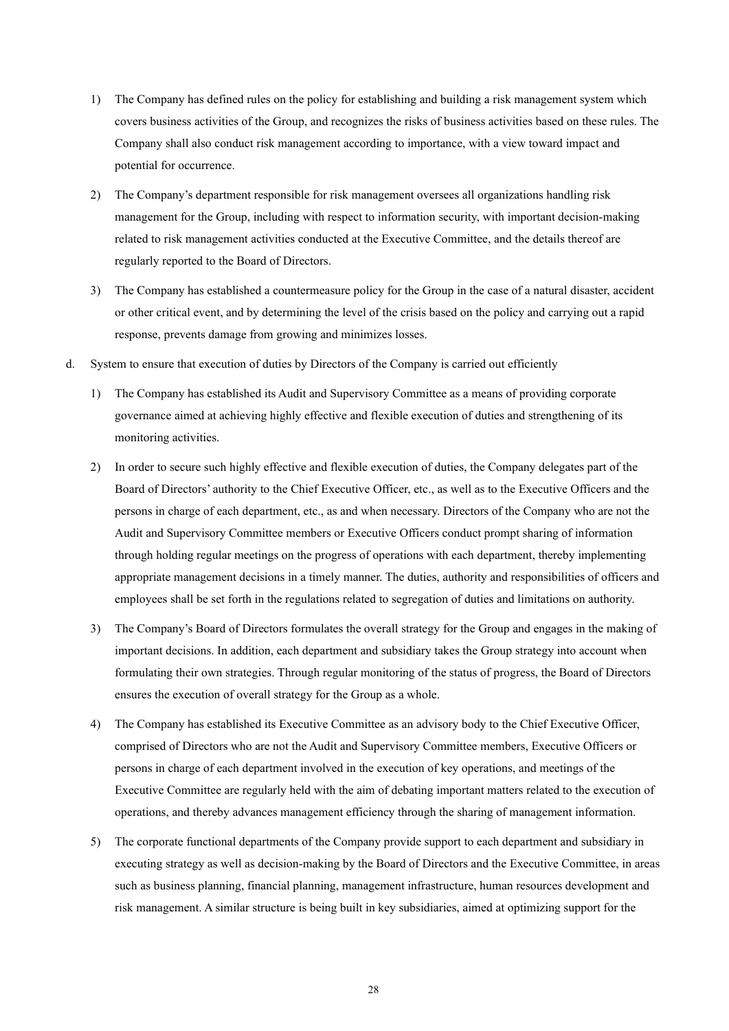1) The Company has defined rules on the policy for establishing and building a risk management system which covers business activities of the Group, and recognizes the risks of business activities based on these rules. The Company shall also conduct risk management according to importance, with a view toward impact and potential for occurrence.

2) The Company's department responsible for risk management oversees all organizations handling risk management for the Group, including with respect to information security, with important decision-making related to risk management activities conducted at the Executive Committee, and the details thereof are regularly reported to the Board of Directors.

3) The Company has established a countermeasure policy for the Group in the case of a natural disaster, accident or other critical event, and by determining the level of the crisis based on the policy and carrying out a rapid response, prevents damage from growing and minimizes losses.

d. System to ensure that execution of duties by Directors of the Company is carried out efficiently

1) The Company has established its Audit and Supervisory Committee as a means of providing corporate governance aimed at achieving highly effective and flexible execution of duties and strengthening of its monitoring activities.

2) In order to secure such highly effective and flexible execution of duties, the Company delegates part of the Board of Directors' authority to the Chief Executive Officer, etc., as well as to the Executive Officers and the persons in charge of each department, etc., as and when necessary. Directors of the Company who are not the Audit and Supervisory Committee members or Executive Officers conduct prompt sharing of information through holding regular meetings on the progress of operations with each department, thereby implementing appropriate management decisions in a timely manner. The duties, authority and responsibilities of officers and employees shall be set forth in the regulations related to segregation of duties and limitations on authority.

3) The Company's Board of Directors formulates the overall strategy for the Group and engages in the making of important decisions. In addition, each department and subsidiary takes the Group strategy into account when formulating their own strategies. Through regular monitoring of the status of progress, the Board of Directors ensures the execution of overall strategy for the Group as a whole.

4) The Company has established its Executive Committee as an advisory body to the Chief Executive Officer, comprised of Directors who are not the Audit and Supervisory Committee members, Executive Officers or persons in charge of each department involved in the execution of key operations, and meetings of the Executive Committee are regularly held with the aim of debating important matters related to the execution of operations, and thereby advances management efficiency through the sharing of management information.

5) The corporate functional departments of the Company provide support to each department and subsidiary in executing strategy as well as decision-making by the Board of Directors and the Executive Committee, in areas such as business planning, financial planning, management infrastructure, human resources development and risk management. A similar structure is being built in key subsidiaries, aimed at optimizing support for the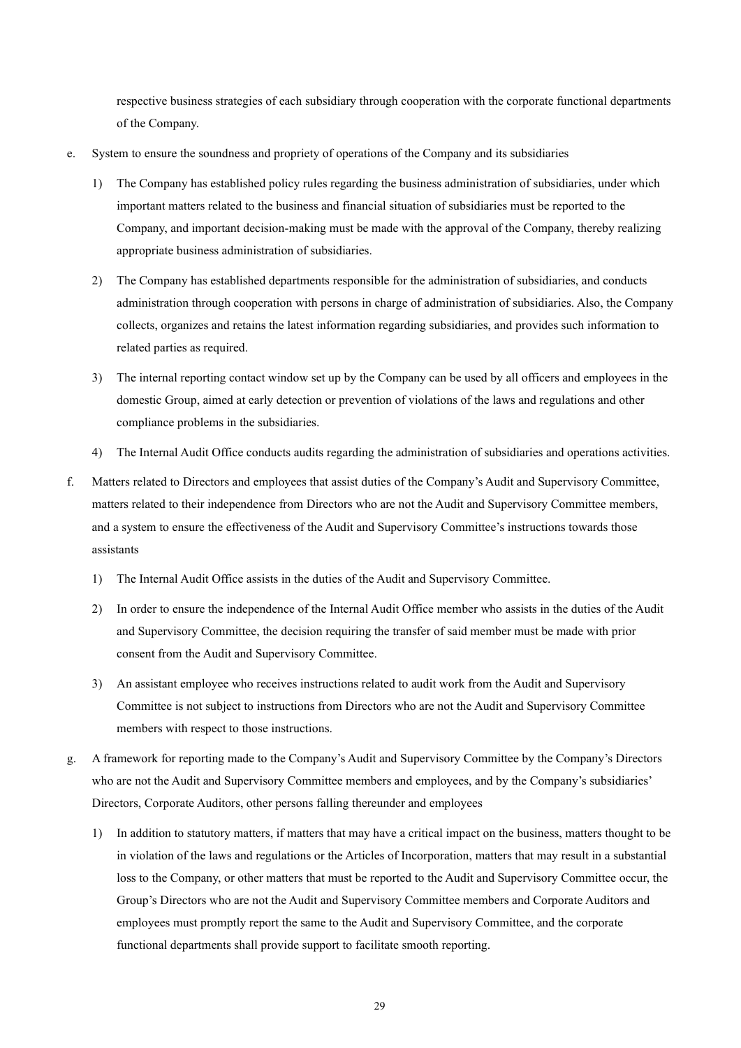respective business strategies of each subsidiary through cooperation with the corporate functional departments of the Company.

e. System to ensure the soundness and propriety of operations of the Company and its subsidiaries

   1) The Company has established policy rules regarding the business administration of subsidiaries, under which important matters related to the business and financial situation of subsidiaries must be reported to the Company, and important decision-making must be made with the approval of the Company, thereby realizing appropriate business administration of subsidiaries.

   2) The Company has established departments responsible for the administration of subsidiaries, and conducts administration through cooperation with persons in charge of administration of subsidiaries. Also, the Company collects, organizes and retains the latest information regarding subsidiaries, and provides such information to related parties as required.

   3) The internal reporting contact window set up by the Company can be used by all officers and employees in the domestic Group, aimed at early detection or prevention of violations of the laws and regulations and other compliance problems in the subsidiaries.

   4) The Internal Audit Office conducts audits regarding the administration of subsidiaries and operations activities.

f. Matters related to Directors and employees that assist duties of the Company's Audit and Supervisory Committee, matters related to their independence from Directors who are not the Audit and Supervisory Committee members, and a system to ensure the effectiveness of the Audit and Supervisory Committee's instructions towards those assistants

   1) The Internal Audit Office assists in the duties of the Audit and Supervisory Committee.

   2) In order to ensure the independence of the Internal Audit Office member who assists in the duties of the Audit and Supervisory Committee, the decision requiring the transfer of said member must be made with prior consent from the Audit and Supervisory Committee.

   3) An assistant employee who receives instructions related to audit work from the Audit and Supervisory Committee is not subject to instructions from Directors who are not the Audit and Supervisory Committee members with respect to those instructions.

g. A framework for reporting made to the Company's Audit and Supervisory Committee by the Company's Directors who are not the Audit and Supervisory Committee members and employees, and by the Company's subsidiaries' Directors, Corporate Auditors, other persons falling thereunder and employees

   1) In addition to statutory matters, if matters that may have a critical impact on the business, matters thought to be in violation of the laws and regulations or the Articles of Incorporation, matters that may result in a substantial loss to the Company, or other matters that must be reported to the Audit and Supervisory Committee occur, the Group's Directors who are not the Audit and Supervisory Committee members and Corporate Auditors and employees must promptly report the same to the Audit and Supervisory Committee, and the corporate functional departments shall provide support to facilitate smooth reporting.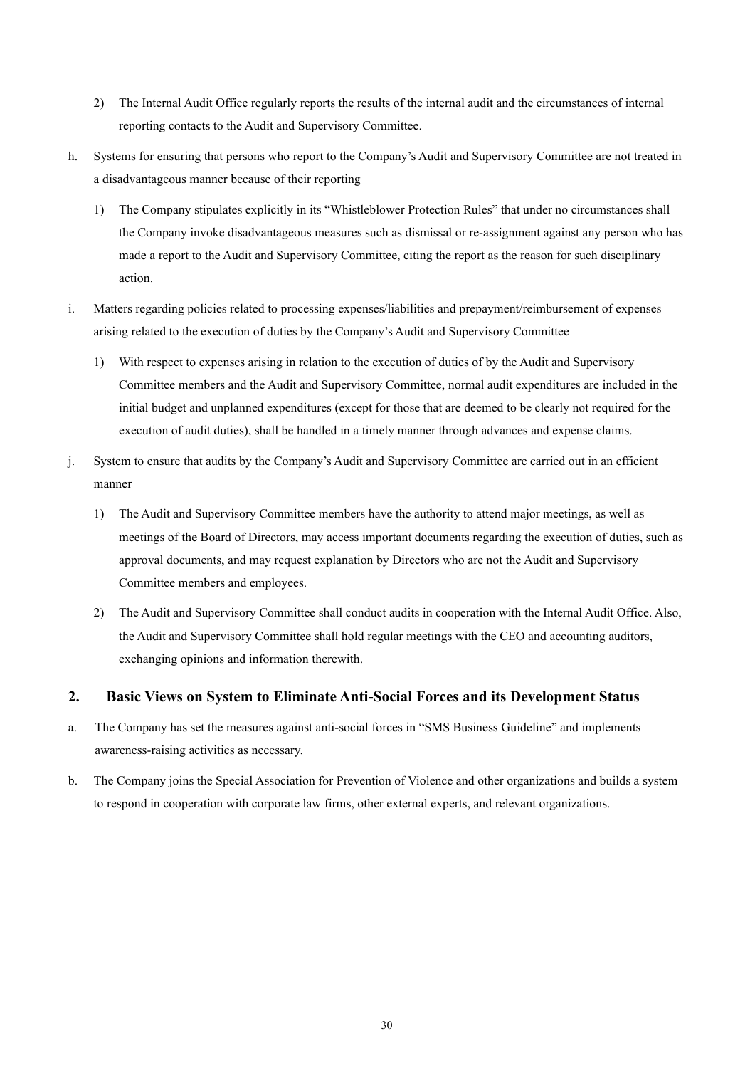2) The Internal Audit Office regularly reports the results of the internal audit and the circumstances of internal reporting contacts to the Audit and Supervisory Committee.

h. Systems for ensuring that persons who report to the Company's Audit and Supervisory Committee are not treated in a disadvantageous manner because of their reporting

1) The Company stipulates explicitly in its "Whistleblower Protection Rules" that under no circumstances shall the Company invoke disadvantageous measures such as dismissal or re-assignment against any person who has made a report to the Audit and Supervisory Committee, citing the report as the reason for such disciplinary action.

i. Matters regarding policies related to processing expenses/liabilities and prepayment/reimbursement of expenses arising related to the execution of duties by the Company's Audit and Supervisory Committee

1) With respect to expenses arising in relation to the execution of duties of by the Audit and Supervisory Committee members and the Audit and Supervisory Committee, normal audit expenditures are included in the initial budget and unplanned expenditures (except for those that are deemed to be clearly not required for the execution of audit duties), shall be handled in a timely manner through advances and expense claims.

j. System to ensure that audits by the Company's Audit and Supervisory Committee are carried out in an efficient manner

1) The Audit and Supervisory Committee members have the authority to attend major meetings, as well as meetings of the Board of Directors, may access important documents regarding the execution of duties, such as approval documents, and may request explanation by Directors who are not the Audit and Supervisory Committee members and employees.

2) The Audit and Supervisory Committee shall conduct audits in cooperation with the Internal Audit Office. Also, the Audit and Supervisory Committee shall hold regular meetings with the CEO and accounting auditors, exchanging opinions and information therewith.

## 2. Basic Views on System to Eliminate Anti-Social Forces and its Development Status

a. The Company has set the measures against anti-social forces in "SMS Business Guideline" and implements awareness-raising activities as necessary.

b. The Company joins the Special Association for Prevention of Violence and other organizations and builds a system to respond in cooperation with corporate law firms, other external experts, and relevant organizations.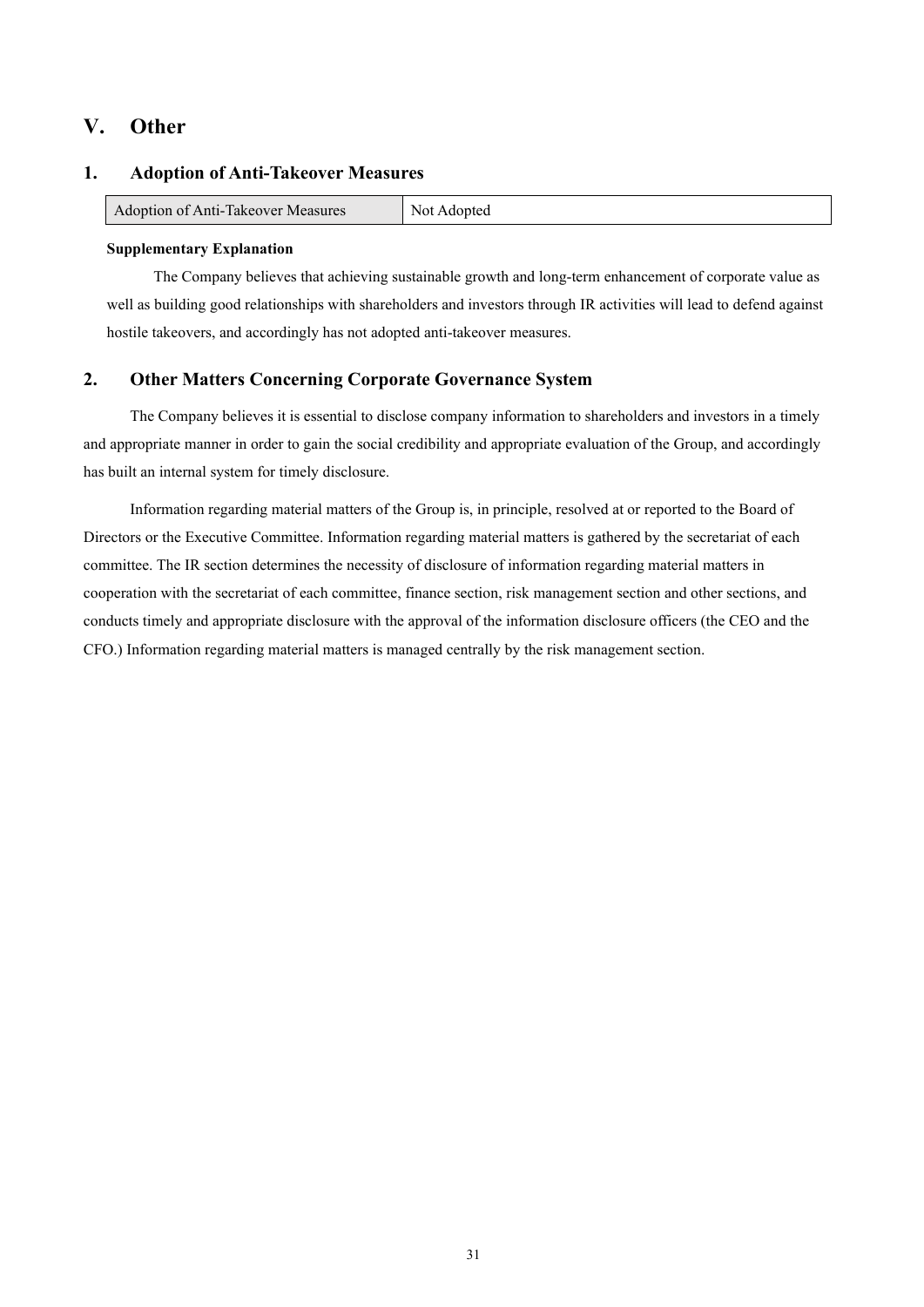# V. Other

## 1. Adoption of Anti-Takeover Measures

| Adoption of Anti-Takeover Measures | Not Adopted |
|---|---|

**Supplementary Explanation**

The Company believes that achieving sustainable growth and long-term enhancement of corporate value as well as building good relationships with shareholders and investors through IR activities will lead to defend against hostile takeovers, and accordingly has not adopted anti-takeover measures.

## 2. Other Matters Concerning Corporate Governance System

The Company believes it is essential to disclose company information to shareholders and investors in a timely and appropriate manner in order to gain the social credibility and appropriate evaluation of the Group, and accordingly has built an internal system for timely disclosure.

Information regarding material matters of the Group is, in principle, resolved at or reported to the Board of Directors or the Executive Committee. Information regarding material matters is gathered by the secretariat of each committee. The IR section determines the necessity of disclosure of information regarding material matters in cooperation with the secretariat of each committee, finance section, risk management section and other sections, and conducts timely and appropriate disclosure with the approval of the information disclosure officers (the CEO and the CFO.) Information regarding material matters is managed centrally by the risk management section.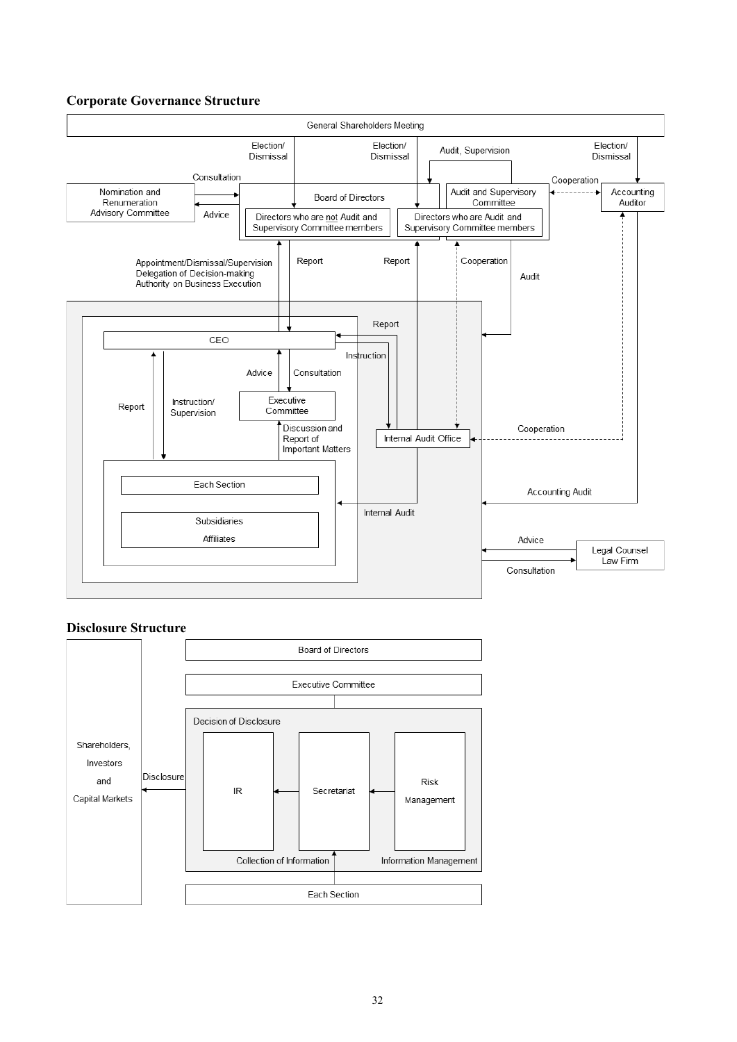## Corporate Governance Structure

General Shareholders Meeting

Election/Dismissal — Election/Dismissal — Audit, Supervision — Election/Dismissal

Nomination and Renumeration Advisory Committee — Consultation / Advice

Board of Directors
- Directors who are not Audit and Supervisory Committee members
- Directors who are Audit and Supervisory Committee members

Audit and Supervisory Committee — Cooperation — Accounting Auditor

Appointment/Dismissal/Supervision
Delegation of Decision-making Authority on Business Execution

Report — Report — Cooperation — Audit

CEO — Report — Instruction

Advice — Consultation

Executive Committee

Report — Instruction/Supervision

Discussion and Report of Important Matters

Internal Audit Office — Cooperation

Each Section

Subsidiaries
Affiliates

Internal Audit — Accounting Audit

Advice — Consultation — Legal Counsel Law Firm

## Disclosure Structure

Board of Directors

Executive Committee

Decision of Disclosure
- IR
- Secretariat
- Risk Management

Collection of Information — Information Management

Disclosure → Shareholders, Investors and Capital Markets

Each Section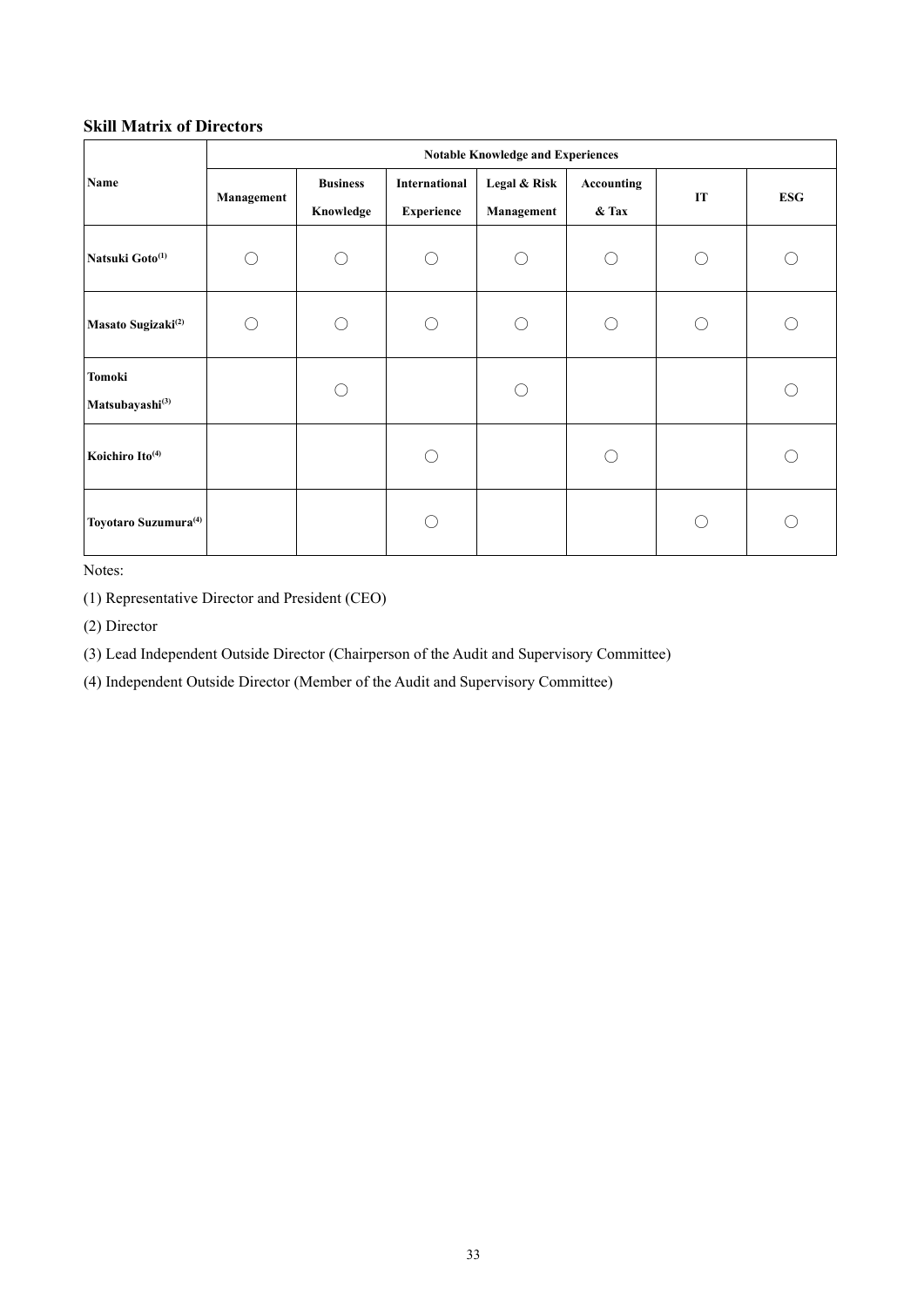**Skill Matrix of Directors**

| Name | Notable Knowledge and Experiences | | | | | | |
|---|---|---|---|---|---|---|---|
| | Management | Business Knowledge | International Experience | Legal & Risk Management | Accounting & Tax | IT | ESG |
| Natsuki Goto[(1)] | ○ | ○ | ○ | ○ | ○ | ○ | ○ |
| Masato Sugizaki[(2)] | ○ | ○ | ○ | ○ | ○ | ○ | ○ |
| Tomoki Matsubayashi[(3)] | | ○ | | ○ | | | ○ |
| Koichiro Ito[(4)] | | | ○ | | ○ | | ○ |
| Toyotaro Suzumura[(4)] | | | ○ | | | ○ | ○ |

Notes:

(1) Representative Director and President (CEO)

(2) Director

(3) Lead Independent Outside Director (Chairperson of the Audit and Supervisory Committee)

(4) Independent Outside Director (Member of the Audit and Supervisory Committee)